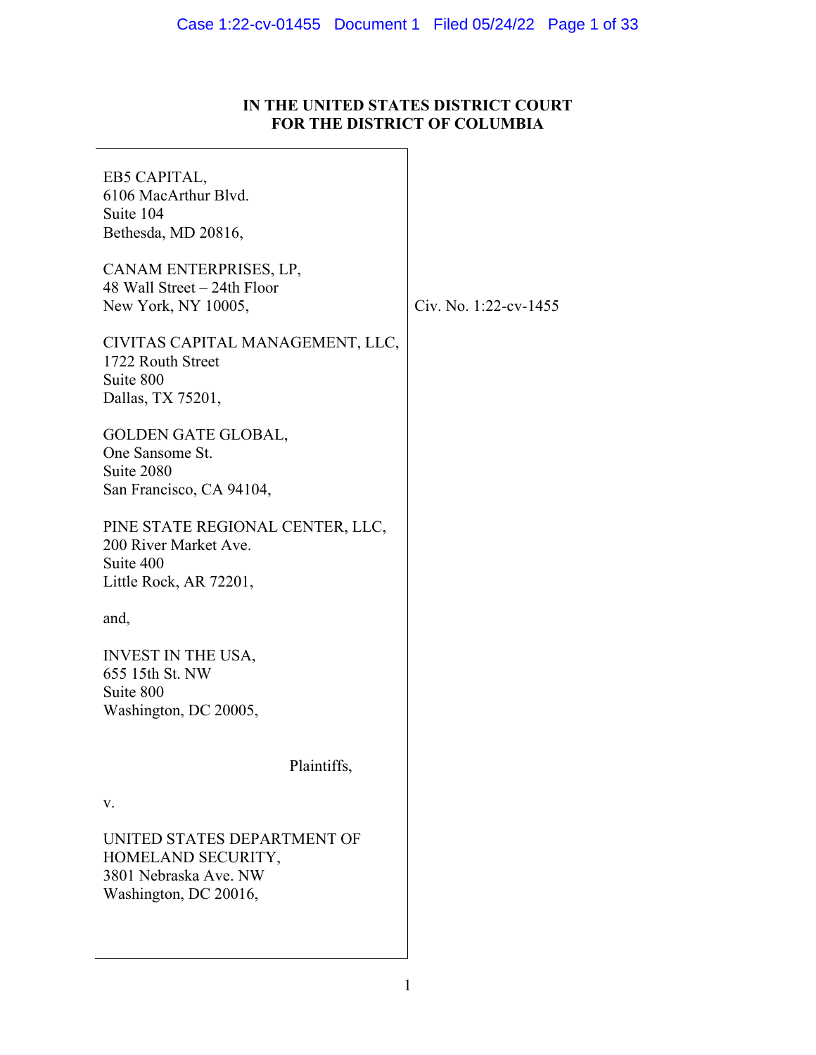**IN THE UNITED STATES DISTRICT COURT**
**FOR THE DISTRICT OF COLUMBIA**

EB5 CAPITAL,
6106 MacArthur Blvd.
Suite 104
Bethesda, MD 20816,

CANAM ENTERPRISES, LP,
48 Wall Street – 24th Floor
New York, NY 10005,

CIVITAS CAPITAL MANAGEMENT, LLC,
1722 Routh Street
Suite 800
Dallas, TX 75201,

GOLDEN GATE GLOBAL,
One Sansome St.
Suite 2080
San Francisco, CA 94104,

PINE STATE REGIONAL CENTER, LLC,
200 River Market Ave.
Suite 400
Little Rock, AR 72201,

and,

INVEST IN THE USA,
655 15th St. NW
Suite 800
Washington, DC 20005,

Plaintiffs,

v.

UNITED STATES DEPARTMENT OF HOMELAND SECURITY,
3801 Nebraska Ave. NW
Washington, DC 20016,

Civ. No. 1:22-cv-1455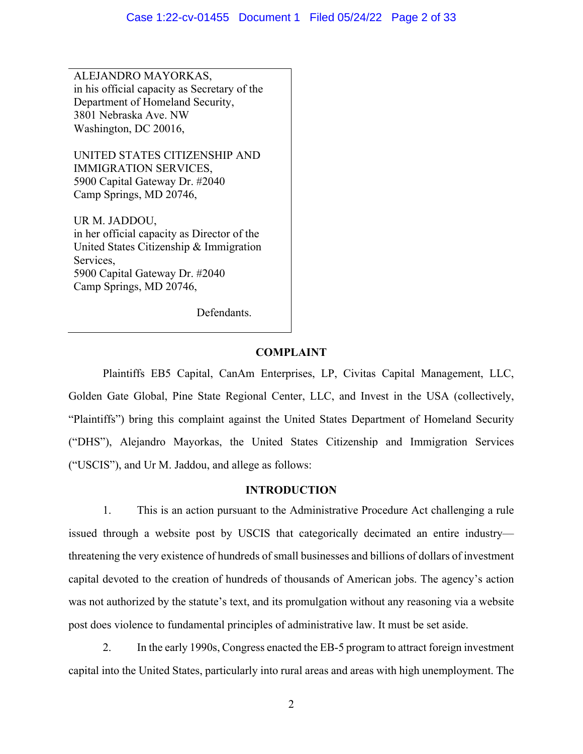ALEJANDRO MAYORKAS,
in his official capacity as Secretary of the Department of Homeland Security,
3801 Nebraska Ave. NW
Washington, DC 20016,

UNITED STATES CITIZENSHIP AND IMMIGRATION SERVICES,
5900 Capital Gateway Dr. #2040
Camp Springs, MD 20746,

UR M. JADDOU,
in her official capacity as Director of the United States Citizenship & Immigration Services,
5900 Capital Gateway Dr. #2040
Camp Springs, MD 20746,

Defendants.

## COMPLAINT

Plaintiffs EB5 Capital, CanAm Enterprises, LP, Civitas Capital Management, LLC, Golden Gate Global, Pine State Regional Center, LLC, and Invest in the USA (collectively, "Plaintiffs") bring this complaint against the United States Department of Homeland Security ("DHS"), Alejandro Mayorkas, the United States Citizenship and Immigration Services ("USCIS"), and Ur M. Jaddou, and allege as follows:

## INTRODUCTION

1. This is an action pursuant to the Administrative Procedure Act challenging a rule issued through a website post by USCIS that categorically decimated an entire industry—threatening the very existence of hundreds of small businesses and billions of dollars of investment capital devoted to the creation of hundreds of thousands of American jobs. The agency's action was not authorized by the statute's text, and its promulgation without any reasoning via a website post does violence to fundamental principles of administrative law. It must be set aside.

2. In the early 1990s, Congress enacted the EB-5 program to attract foreign investment capital into the United States, particularly into rural areas and areas with high unemployment. The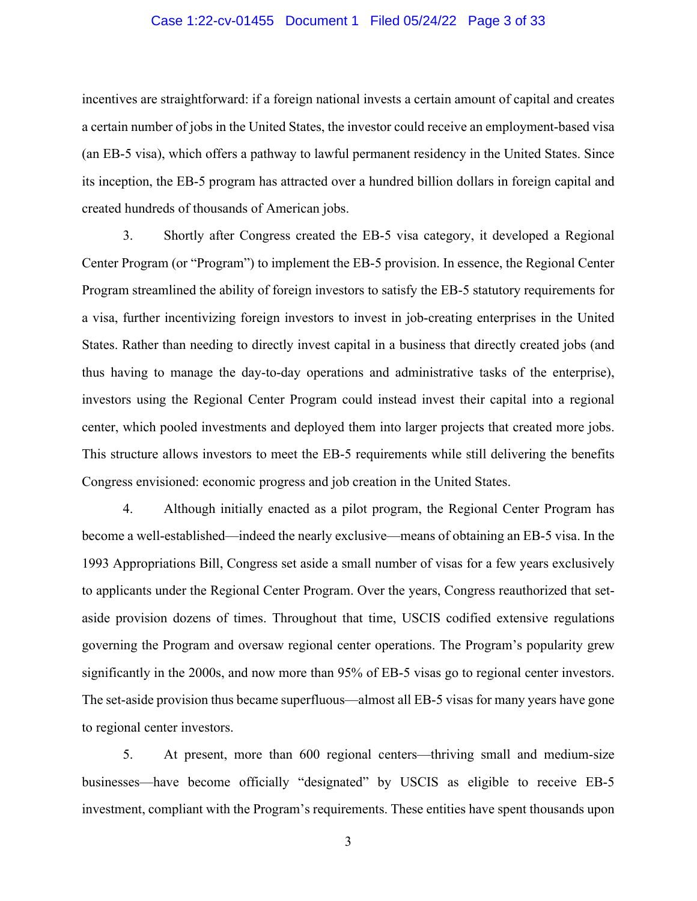incentives are straightforward: if a foreign national invests a certain amount of capital and creates a certain number of jobs in the United States, the investor could receive an employment-based visa (an EB-5 visa), which offers a pathway to lawful permanent residency in the United States. Since its inception, the EB-5 program has attracted over a hundred billion dollars in foreign capital and created hundreds of thousands of American jobs.

3. Shortly after Congress created the EB-5 visa category, it developed a Regional Center Program (or "Program") to implement the EB-5 provision. In essence, the Regional Center Program streamlined the ability of foreign investors to satisfy the EB-5 statutory requirements for a visa, further incentivizing foreign investors to invest in job-creating enterprises in the United States. Rather than needing to directly invest capital in a business that directly created jobs (and thus having to manage the day-to-day operations and administrative tasks of the enterprise), investors using the Regional Center Program could instead invest their capital into a regional center, which pooled investments and deployed them into larger projects that created more jobs. This structure allows investors to meet the EB-5 requirements while still delivering the benefits Congress envisioned: economic progress and job creation in the United States.

4. Although initially enacted as a pilot program, the Regional Center Program has become a well-established—indeed the nearly exclusive—means of obtaining an EB-5 visa. In the 1993 Appropriations Bill, Congress set aside a small number of visas for a few years exclusively to applicants under the Regional Center Program. Over the years, Congress reauthorized that set-aside provision dozens of times. Throughout that time, USCIS codified extensive regulations governing the Program and oversaw regional center operations. The Program's popularity grew significantly in the 2000s, and now more than 95% of EB-5 visas go to regional center investors. The set-aside provision thus became superfluous—almost all EB-5 visas for many years have gone to regional center investors.

5. At present, more than 600 regional centers—thriving small and medium-size businesses—have become officially "designated" by USCIS as eligible to receive EB-5 investment, compliant with the Program's requirements. These entities have spent thousands upon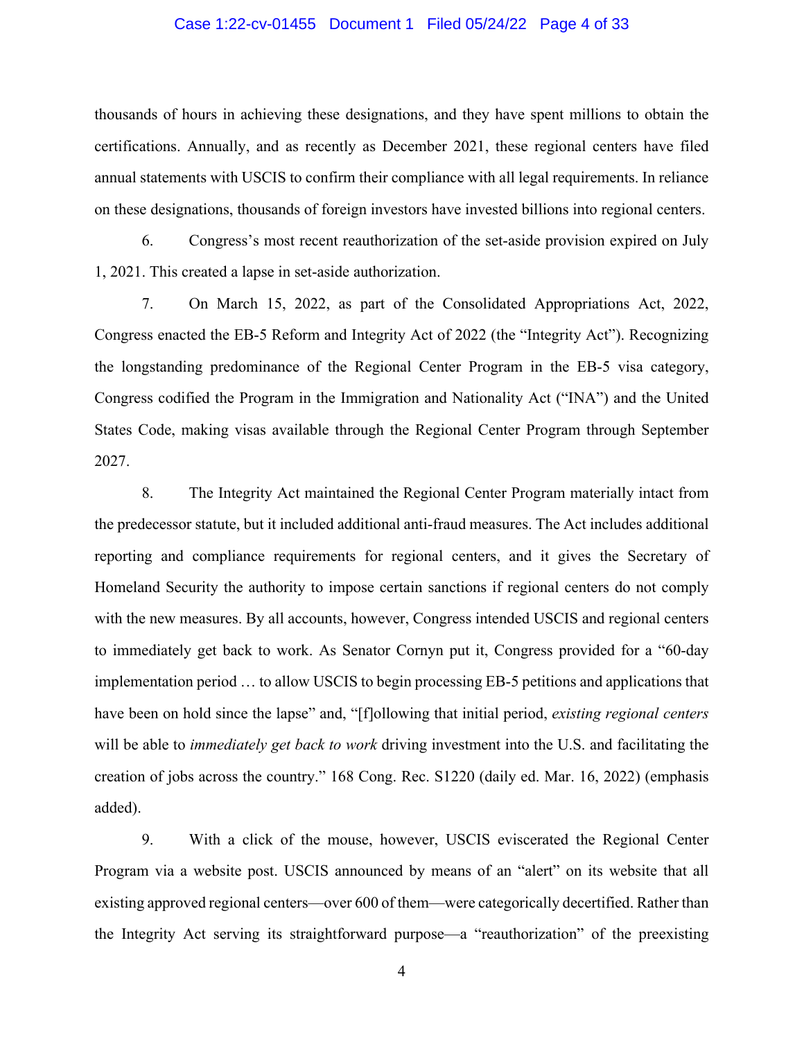thousands of hours in achieving these designations, and they have spent millions to obtain the certifications. Annually, and as recently as December 2021, these regional centers have filed annual statements with USCIS to confirm their compliance with all legal requirements. In reliance on these designations, thousands of foreign investors have invested billions into regional centers.

6. Congress's most recent reauthorization of the set-aside provision expired on July 1, 2021. This created a lapse in set-aside authorization.

7. On March 15, 2022, as part of the Consolidated Appropriations Act, 2022, Congress enacted the EB-5 Reform and Integrity Act of 2022 (the "Integrity Act"). Recognizing the longstanding predominance of the Regional Center Program in the EB-5 visa category, Congress codified the Program in the Immigration and Nationality Act ("INA") and the United States Code, making visas available through the Regional Center Program through September 2027.

8. The Integrity Act maintained the Regional Center Program materially intact from the predecessor statute, but it included additional anti-fraud measures. The Act includes additional reporting and compliance requirements for regional centers, and it gives the Secretary of Homeland Security the authority to impose certain sanctions if regional centers do not comply with the new measures. By all accounts, however, Congress intended USCIS and regional centers to immediately get back to work. As Senator Cornyn put it, Congress provided for a "60-day implementation period … to allow USCIS to begin processing EB-5 petitions and applications that have been on hold since the lapse" and, "[f]ollowing that initial period, *existing regional centers* will be able to *immediately get back to work* driving investment into the U.S. and facilitating the creation of jobs across the country." 168 Cong. Rec. S1220 (daily ed. Mar. 16, 2022) (emphasis added).

9. With a click of the mouse, however, USCIS eviscerated the Regional Center Program via a website post. USCIS announced by means of an "alert" on its website that all existing approved regional centers—over 600 of them—were categorically decertified. Rather than the Integrity Act serving its straightforward purpose—a "reauthorization" of the preexisting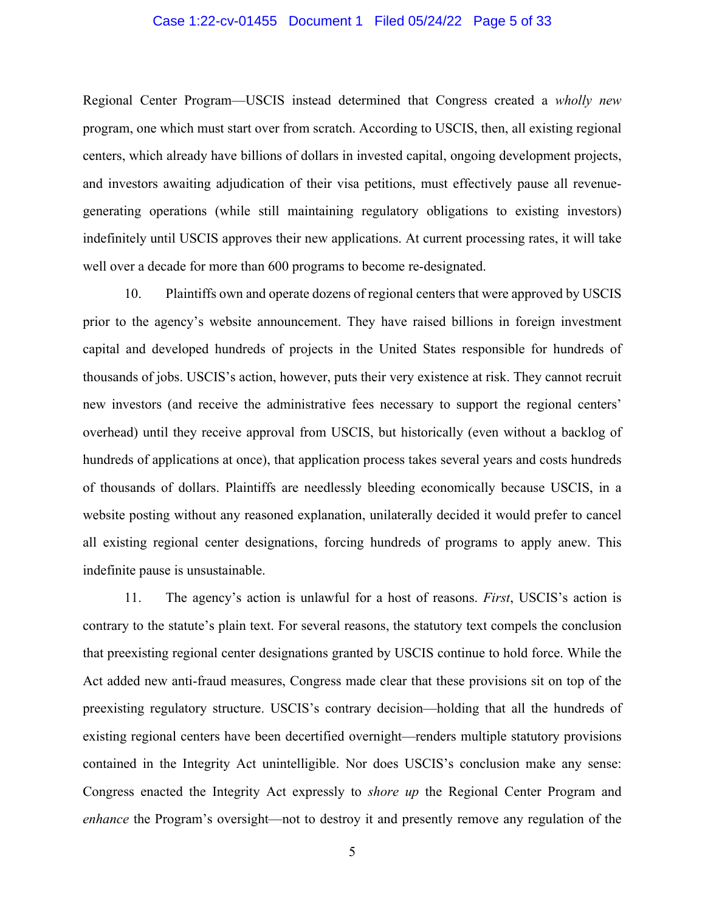Regional Center Program—USCIS instead determined that Congress created a *wholly new* program, one which must start over from scratch. According to USCIS, then, all existing regional centers, which already have billions of dollars in invested capital, ongoing development projects, and investors awaiting adjudication of their visa petitions, must effectively pause all revenue-generating operations (while still maintaining regulatory obligations to existing investors) indefinitely until USCIS approves their new applications. At current processing rates, it will take well over a decade for more than 600 programs to become re-designated.

10. Plaintiffs own and operate dozens of regional centers that were approved by USCIS prior to the agency's website announcement. They have raised billions in foreign investment capital and developed hundreds of projects in the United States responsible for hundreds of thousands of jobs. USCIS's action, however, puts their very existence at risk. They cannot recruit new investors (and receive the administrative fees necessary to support the regional centers' overhead) until they receive approval from USCIS, but historically (even without a backlog of hundreds of applications at once), that application process takes several years and costs hundreds of thousands of dollars. Plaintiffs are needlessly bleeding economically because USCIS, in a website posting without any reasoned explanation, unilaterally decided it would prefer to cancel all existing regional center designations, forcing hundreds of programs to apply anew. This indefinite pause is unsustainable.

11. The agency's action is unlawful for a host of reasons. *First*, USCIS's action is contrary to the statute's plain text. For several reasons, the statutory text compels the conclusion that preexisting regional center designations granted by USCIS continue to hold force. While the Act added new anti-fraud measures, Congress made clear that these provisions sit on top of the preexisting regulatory structure. USCIS's contrary decision—holding that all the hundreds of existing regional centers have been decertified overnight—renders multiple statutory provisions contained in the Integrity Act unintelligible. Nor does USCIS's conclusion make any sense: Congress enacted the Integrity Act expressly to *shore up* the Regional Center Program and *enhance* the Program's oversight—not to destroy it and presently remove any regulation of the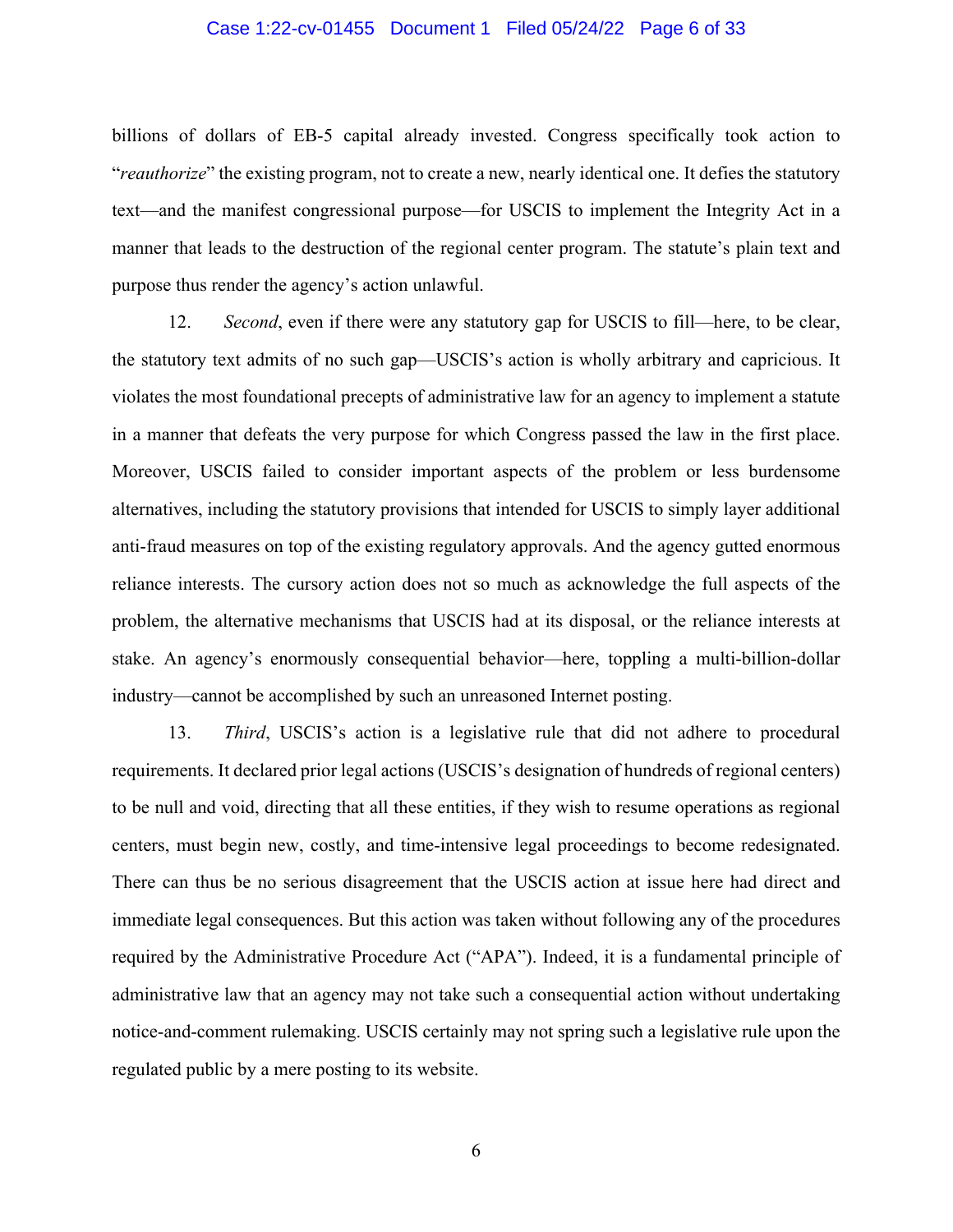billions of dollars of EB-5 capital already invested. Congress specifically took action to "*reauthorize*" the existing program, not to create a new, nearly identical one. It defies the statutory text—and the manifest congressional purpose—for USCIS to implement the Integrity Act in a manner that leads to the destruction of the regional center program. The statute's plain text and purpose thus render the agency's action unlawful.

12. *Second*, even if there were any statutory gap for USCIS to fill—here, to be clear, the statutory text admits of no such gap—USCIS's action is wholly arbitrary and capricious. It violates the most foundational precepts of administrative law for an agency to implement a statute in a manner that defeats the very purpose for which Congress passed the law in the first place. Moreover, USCIS failed to consider important aspects of the problem or less burdensome alternatives, including the statutory provisions that intended for USCIS to simply layer additional anti-fraud measures on top of the existing regulatory approvals. And the agency gutted enormous reliance interests. The cursory action does not so much as acknowledge the full aspects of the problem, the alternative mechanisms that USCIS had at its disposal, or the reliance interests at stake. An agency's enormously consequential behavior—here, toppling a multi-billion-dollar industry—cannot be accomplished by such an unreasoned Internet posting.

13. *Third*, USCIS's action is a legislative rule that did not adhere to procedural requirements. It declared prior legal actions (USCIS's designation of hundreds of regional centers) to be null and void, directing that all these entities, if they wish to resume operations as regional centers, must begin new, costly, and time-intensive legal proceedings to become redesignated. There can thus be no serious disagreement that the USCIS action at issue here had direct and immediate legal consequences. But this action was taken without following any of the procedures required by the Administrative Procedure Act ("APA"). Indeed, it is a fundamental principle of administrative law that an agency may not take such a consequential action without undertaking notice-and-comment rulemaking. USCIS certainly may not spring such a legislative rule upon the regulated public by a mere posting to its website.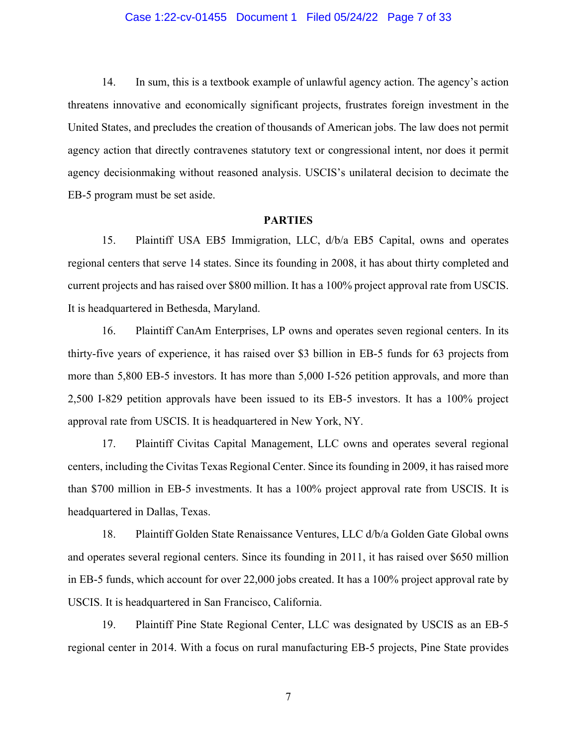14. In sum, this is a textbook example of unlawful agency action. The agency's action threatens innovative and economically significant projects, frustrates foreign investment in the United States, and precludes the creation of thousands of American jobs. The law does not permit agency action that directly contravenes statutory text or congressional intent, nor does it permit agency decisionmaking without reasoned analysis. USCIS's unilateral decision to decimate the EB-5 program must be set aside.

**PARTIES**

15. Plaintiff USA EB5 Immigration, LLC, d/b/a EB5 Capital, owns and operates regional centers that serve 14 states. Since its founding in 2008, it has about thirty completed and current projects and has raised over $800 million. It has a 100% project approval rate from USCIS. It is headquartered in Bethesda, Maryland.

16. Plaintiff CanAm Enterprises, LP owns and operates seven regional centers. In its thirty-five years of experience, it has raised over $3 billion in EB-5 funds for 63 projects from more than 5,800 EB-5 investors. It has more than 5,000 I-526 petition approvals, and more than 2,500 I-829 petition approvals have been issued to its EB-5 investors. It has a 100% project approval rate from USCIS. It is headquartered in New York, NY.

17. Plaintiff Civitas Capital Management, LLC owns and operates several regional centers, including the Civitas Texas Regional Center. Since its founding in 2009, it has raised more than $700 million in EB-5 investments. It has a 100% project approval rate from USCIS. It is headquartered in Dallas, Texas.

18. Plaintiff Golden State Renaissance Ventures, LLC d/b/a Golden Gate Global owns and operates several regional centers. Since its founding in 2011, it has raised over $650 million in EB-5 funds, which account for over 22,000 jobs created. It has a 100% project approval rate by USCIS. It is headquartered in San Francisco, California.

19. Plaintiff Pine State Regional Center, LLC was designated by USCIS as an EB-5 regional center in 2014. With a focus on rural manufacturing EB-5 projects, Pine State provides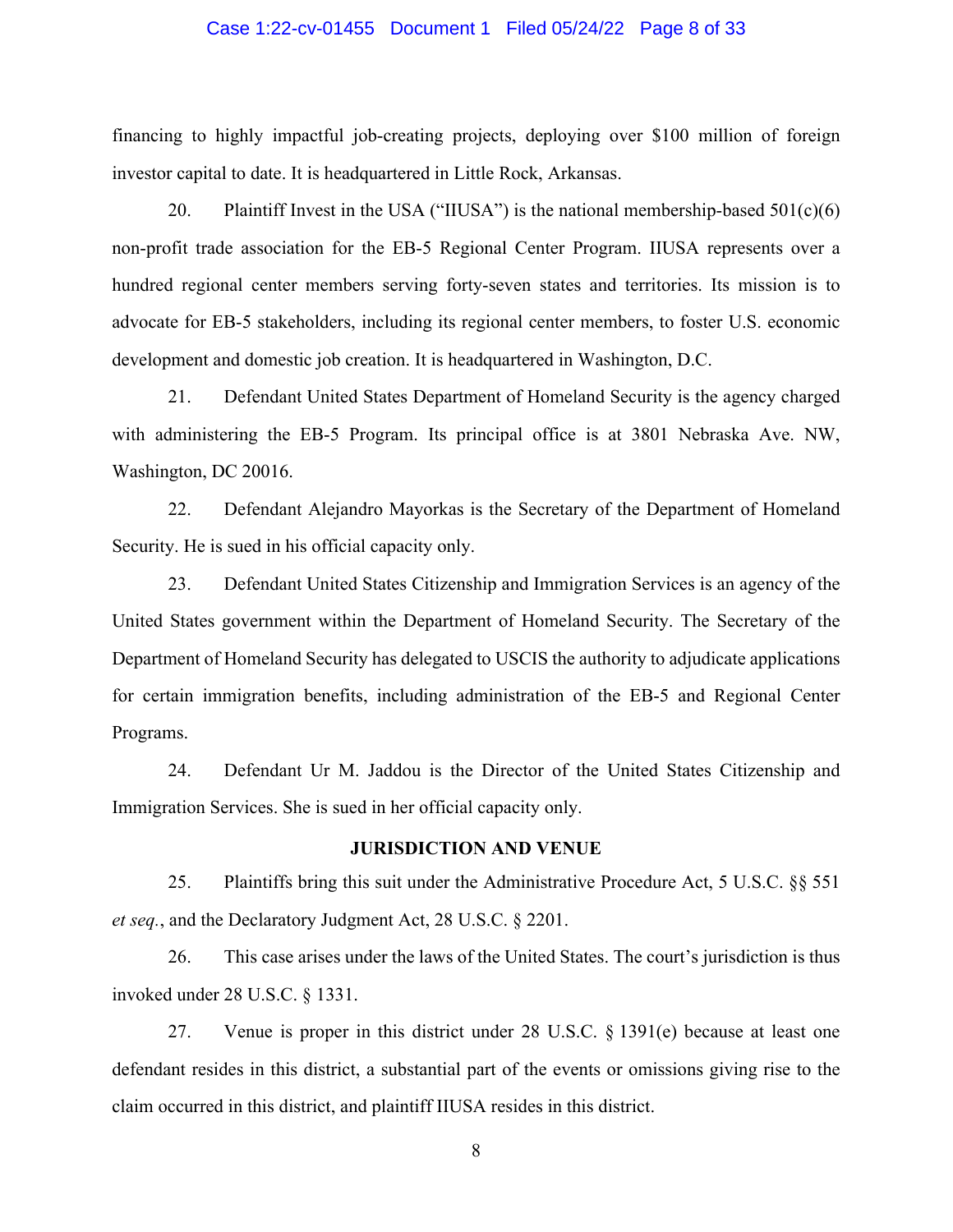financing to highly impactful job-creating projects, deploying over $100 million of foreign investor capital to date. It is headquartered in Little Rock, Arkansas.

20. Plaintiff Invest in the USA ("IIUSA") is the national membership-based 501(c)(6) non-profit trade association for the EB-5 Regional Center Program. IIUSA represents over a hundred regional center members serving forty-seven states and territories. Its mission is to advocate for EB-5 stakeholders, including its regional center members, to foster U.S. economic development and domestic job creation. It is headquartered in Washington, D.C.

21. Defendant United States Department of Homeland Security is the agency charged with administering the EB-5 Program. Its principal office is at 3801 Nebraska Ave. NW, Washington, DC 20016.

22. Defendant Alejandro Mayorkas is the Secretary of the Department of Homeland Security. He is sued in his official capacity only.

23. Defendant United States Citizenship and Immigration Services is an agency of the United States government within the Department of Homeland Security. The Secretary of the Department of Homeland Security has delegated to USCIS the authority to adjudicate applications for certain immigration benefits, including administration of the EB-5 and Regional Center Programs.

24. Defendant Ur M. Jaddou is the Director of the United States Citizenship and Immigration Services. She is sued in her official capacity only.

**JURISDICTION AND VENUE**

25. Plaintiffs bring this suit under the Administrative Procedure Act, 5 U.S.C. §§ 551 *et seq.*, and the Declaratory Judgment Act, 28 U.S.C. § 2201.

26. This case arises under the laws of the United States. The court's jurisdiction is thus invoked under 28 U.S.C. § 1331.

27. Venue is proper in this district under 28 U.S.C. § 1391(e) because at least one defendant resides in this district, a substantial part of the events or omissions giving rise to the claim occurred in this district, and plaintiff IIUSA resides in this district.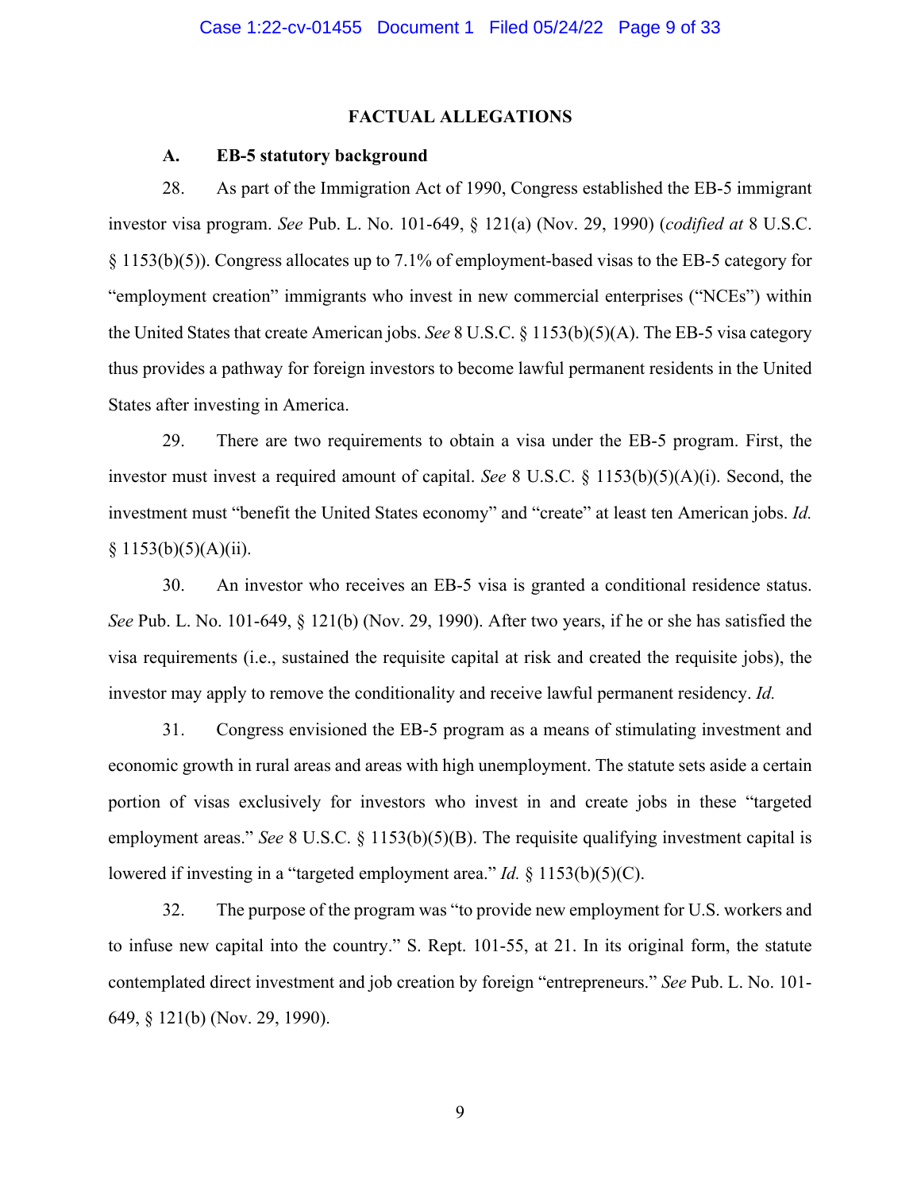## FACTUAL ALLEGATIONS

### A. EB-5 statutory background

28. As part of the Immigration Act of 1990, Congress established the EB-5 immigrant investor visa program. *See* Pub. L. No. 101-649, § 121(a) (Nov. 29, 1990) (*codified at* 8 U.S.C. § 1153(b)(5)). Congress allocates up to 7.1% of employment-based visas to the EB-5 category for "employment creation" immigrants who invest in new commercial enterprises ("NCEs") within the United States that create American jobs. *See* 8 U.S.C. § 1153(b)(5)(A). The EB-5 visa category thus provides a pathway for foreign investors to become lawful permanent residents in the United States after investing in America.

29. There are two requirements to obtain a visa under the EB-5 program. First, the investor must invest a required amount of capital. *See* 8 U.S.C. § 1153(b)(5)(A)(i). Second, the investment must "benefit the United States economy" and "create" at least ten American jobs. *Id.* § 1153(b)(5)(A)(ii).

30. An investor who receives an EB-5 visa is granted a conditional residence status. *See* Pub. L. No. 101-649, § 121(b) (Nov. 29, 1990). After two years, if he or she has satisfied the visa requirements (i.e., sustained the requisite capital at risk and created the requisite jobs), the investor may apply to remove the conditionality and receive lawful permanent residency. *Id.*

31. Congress envisioned the EB-5 program as a means of stimulating investment and economic growth in rural areas and areas with high unemployment. The statute sets aside a certain portion of visas exclusively for investors who invest in and create jobs in these "targeted employment areas." *See* 8 U.S.C. § 1153(b)(5)(B). The requisite qualifying investment capital is lowered if investing in a "targeted employment area." *Id.* § 1153(b)(5)(C).

32. The purpose of the program was "to provide new employment for U.S. workers and to infuse new capital into the country." S. Rept. 101-55, at 21. In its original form, the statute contemplated direct investment and job creation by foreign "entrepreneurs." *See* Pub. L. No. 101-649, § 121(b) (Nov. 29, 1990).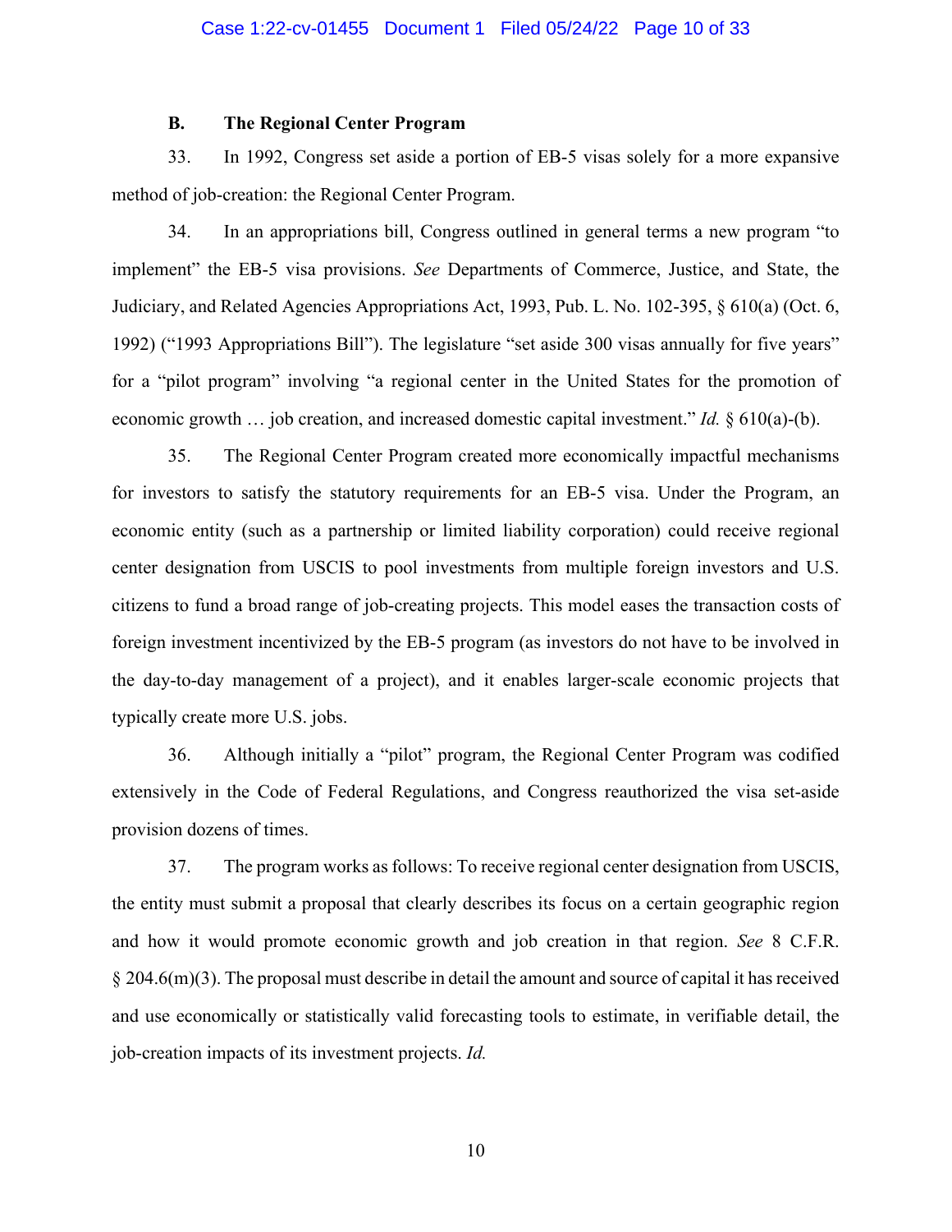### B. The Regional Center Program

33. In 1992, Congress set aside a portion of EB-5 visas solely for a more expansive method of job-creation: the Regional Center Program.

34. In an appropriations bill, Congress outlined in general terms a new program "to implement" the EB-5 visa provisions. *See* Departments of Commerce, Justice, and State, the Judiciary, and Related Agencies Appropriations Act, 1993, Pub. L. No. 102-395, § 610(a) (Oct. 6, 1992) ("1993 Appropriations Bill"). The legislature "set aside 300 visas annually for five years" for a "pilot program" involving "a regional center in the United States for the promotion of economic growth … job creation, and increased domestic capital investment." *Id.* § 610(a)-(b).

35. The Regional Center Program created more economically impactful mechanisms for investors to satisfy the statutory requirements for an EB-5 visa. Under the Program, an economic entity (such as a partnership or limited liability corporation) could receive regional center designation from USCIS to pool investments from multiple foreign investors and U.S. citizens to fund a broad range of job-creating projects. This model eases the transaction costs of foreign investment incentivized by the EB-5 program (as investors do not have to be involved in the day-to-day management of a project), and it enables larger-scale economic projects that typically create more U.S. jobs.

36. Although initially a "pilot" program, the Regional Center Program was codified extensively in the Code of Federal Regulations, and Congress reauthorized the visa set-aside provision dozens of times.

37. The program works as follows: To receive regional center designation from USCIS, the entity must submit a proposal that clearly describes its focus on a certain geographic region and how it would promote economic growth and job creation in that region. *See* 8 C.F.R. § 204.6(m)(3). The proposal must describe in detail the amount and source of capital it has received and use economically or statistically valid forecasting tools to estimate, in verifiable detail, the job-creation impacts of its investment projects. *Id.*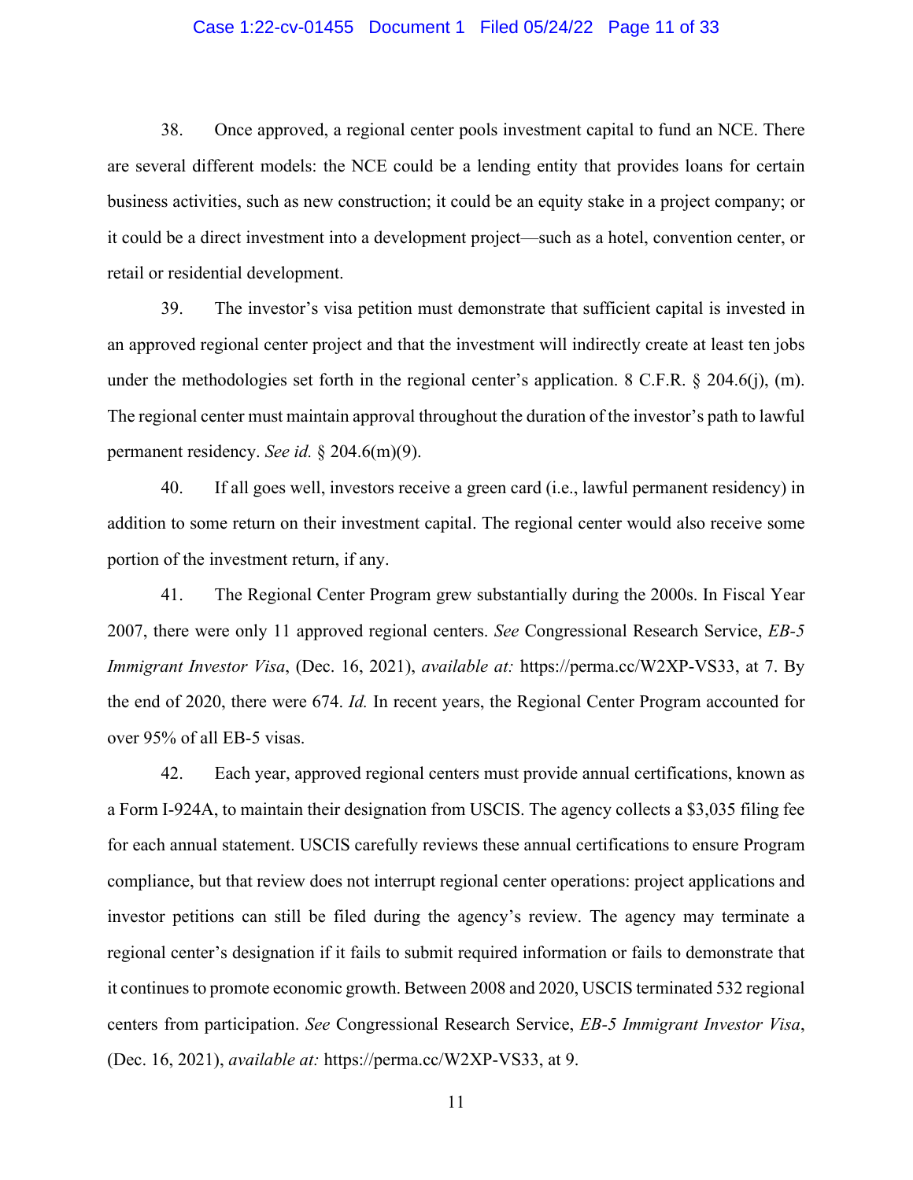38. Once approved, a regional center pools investment capital to fund an NCE. There are several different models: the NCE could be a lending entity that provides loans for certain business activities, such as new construction; it could be an equity stake in a project company; or it could be a direct investment into a development project—such as a hotel, convention center, or retail or residential development.

39. The investor's visa petition must demonstrate that sufficient capital is invested in an approved regional center project and that the investment will indirectly create at least ten jobs under the methodologies set forth in the regional center's application. 8 C.F.R. § 204.6(j), (m). The regional center must maintain approval throughout the duration of the investor's path to lawful permanent residency. *See id.* § 204.6(m)(9).

40. If all goes well, investors receive a green card (i.e., lawful permanent residency) in addition to some return on their investment capital. The regional center would also receive some portion of the investment return, if any.

41. The Regional Center Program grew substantially during the 2000s. In Fiscal Year 2007, there were only 11 approved regional centers. *See* Congressional Research Service, *EB-5 Immigrant Investor Visa*, (Dec. 16, 2021), *available at:* https://perma.cc/W2XP-VS33, at 7. By the end of 2020, there were 674. *Id.* In recent years, the Regional Center Program accounted for over 95% of all EB-5 visas.

42. Each year, approved regional centers must provide annual certifications, known as a Form I-924A, to maintain their designation from USCIS. The agency collects a $3,035 filing fee for each annual statement. USCIS carefully reviews these annual certifications to ensure Program compliance, but that review does not interrupt regional center operations: project applications and investor petitions can still be filed during the agency's review. The agency may terminate a regional center's designation if it fails to submit required information or fails to demonstrate that it continues to promote economic growth. Between 2008 and 2020, USCIS terminated 532 regional centers from participation. *See* Congressional Research Service, *EB-5 Immigrant Investor Visa*, (Dec. 16, 2021), *available at:* https://perma.cc/W2XP-VS33, at 9.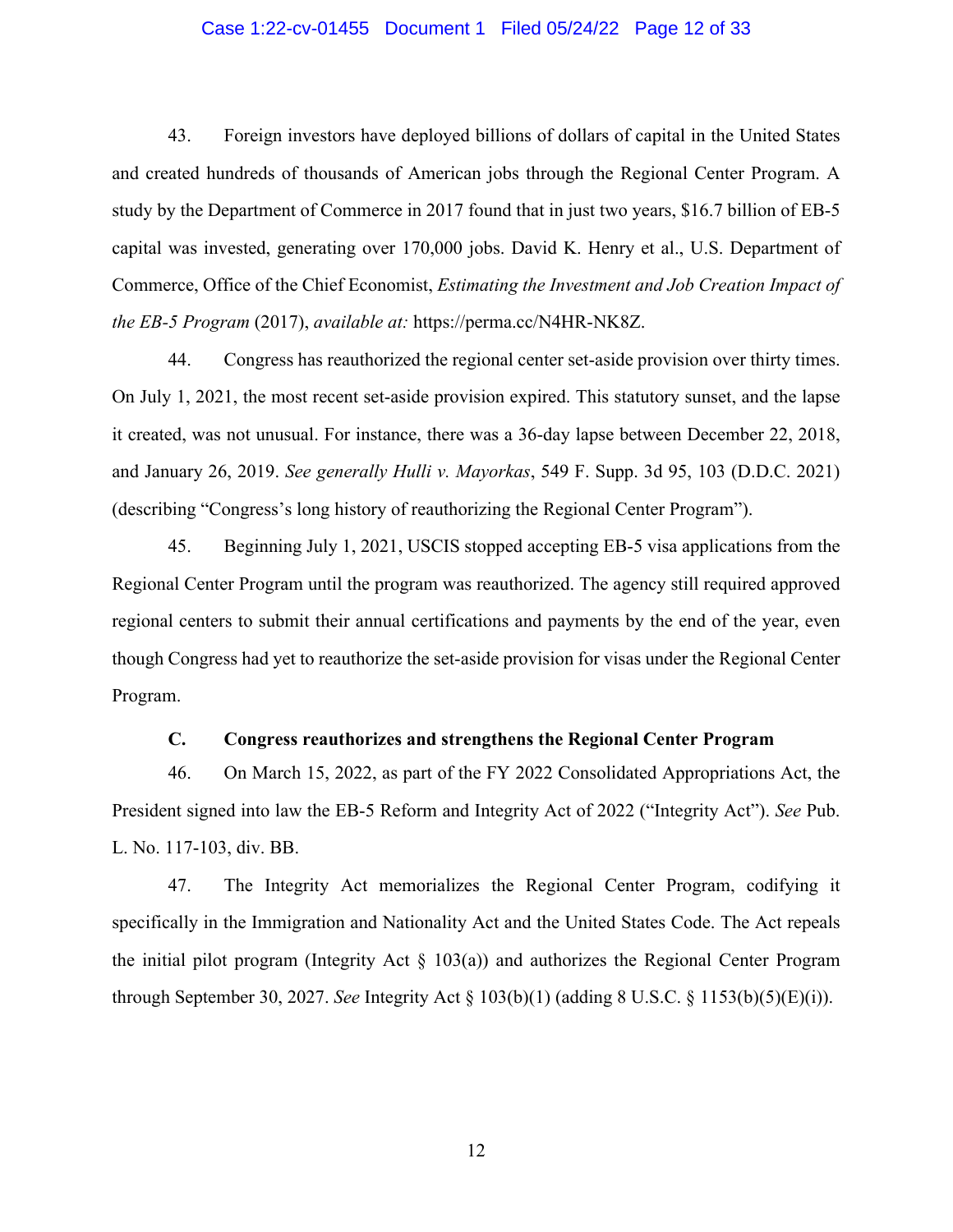43. Foreign investors have deployed billions of dollars of capital in the United States and created hundreds of thousands of American jobs through the Regional Center Program. A study by the Department of Commerce in 2017 found that in just two years, $16.7 billion of EB-5 capital was invested, generating over 170,000 jobs. David K. Henry et al., U.S. Department of Commerce, Office of the Chief Economist, *Estimating the Investment and Job Creation Impact of the EB-5 Program* (2017), *available at:* https://perma.cc/N4HR-NK8Z.

44. Congress has reauthorized the regional center set-aside provision over thirty times. On July 1, 2021, the most recent set-aside provision expired. This statutory sunset, and the lapse it created, was not unusual. For instance, there was a 36-day lapse between December 22, 2018, and January 26, 2019. *See generally Hulli v. Mayorkas*, 549 F. Supp. 3d 95, 103 (D.D.C. 2021) (describing "Congress's long history of reauthorizing the Regional Center Program").

45. Beginning July 1, 2021, USCIS stopped accepting EB-5 visa applications from the Regional Center Program until the program was reauthorized. The agency still required approved regional centers to submit their annual certifications and payments by the end of the year, even though Congress had yet to reauthorize the set-aside provision for visas under the Regional Center Program.

### C. Congress reauthorizes and strengthens the Regional Center Program

46. On March 15, 2022, as part of the FY 2022 Consolidated Appropriations Act, the President signed into law the EB-5 Reform and Integrity Act of 2022 ("Integrity Act"). *See* Pub. L. No. 117-103, div. BB.

47. The Integrity Act memorializes the Regional Center Program, codifying it specifically in the Immigration and Nationality Act and the United States Code. The Act repeals the initial pilot program (Integrity Act § 103(a)) and authorizes the Regional Center Program through September 30, 2027. *See* Integrity Act § 103(b)(1) (adding 8 U.S.C. § 1153(b)(5)(E)(i)).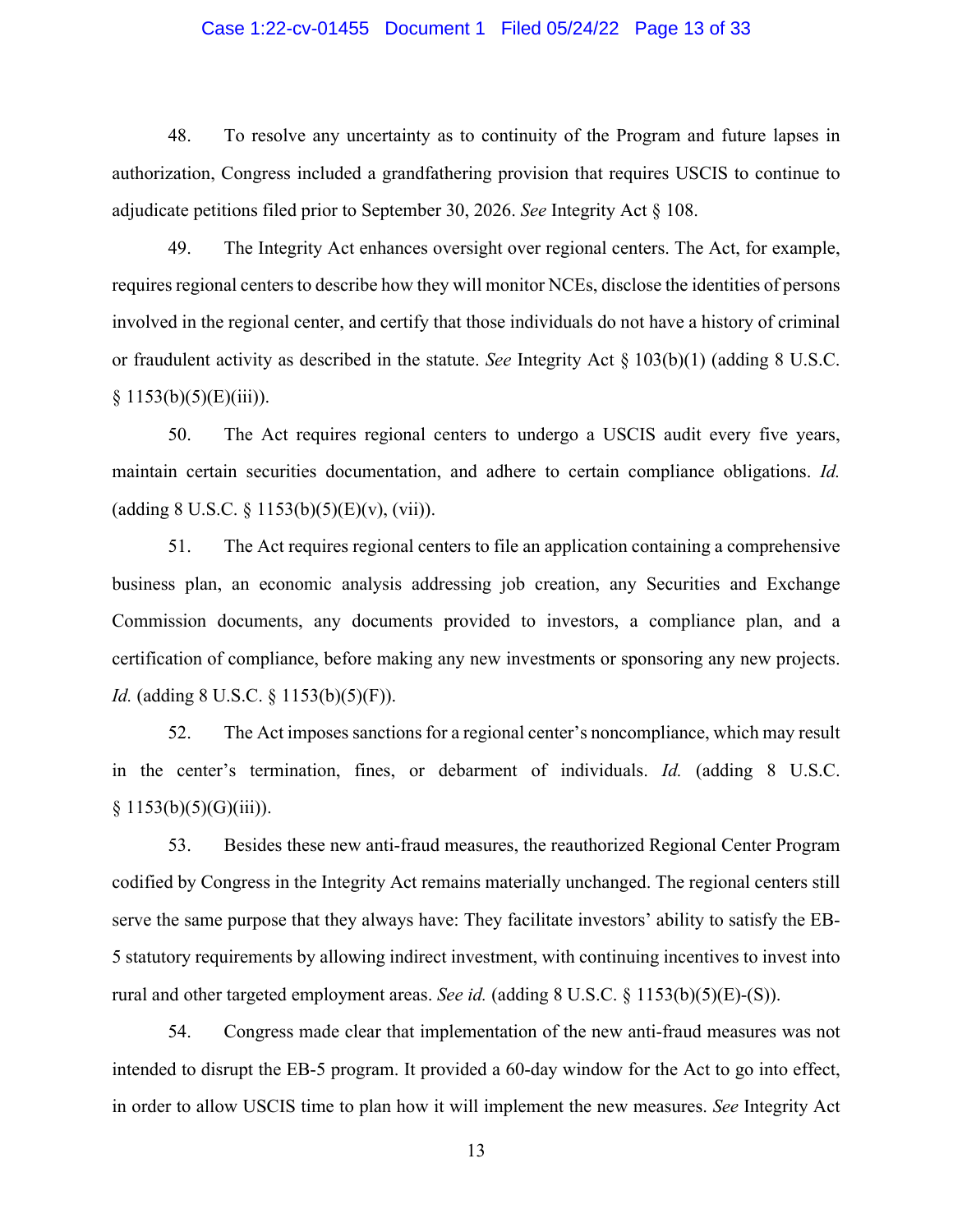48. To resolve any uncertainty as to continuity of the Program and future lapses in authorization, Congress included a grandfathering provision that requires USCIS to continue to adjudicate petitions filed prior to September 30, 2026. *See* Integrity Act § 108.

49. The Integrity Act enhances oversight over regional centers. The Act, for example, requires regional centers to describe how they will monitor NCEs, disclose the identities of persons involved in the regional center, and certify that those individuals do not have a history of criminal or fraudulent activity as described in the statute. *See* Integrity Act § 103(b)(1) (adding 8 U.S.C. § 1153(b)(5)(E)(iii)).

50. The Act requires regional centers to undergo a USCIS audit every five years, maintain certain securities documentation, and adhere to certain compliance obligations. *Id.* (adding 8 U.S.C. § 1153(b)(5)(E)(v), (vii)).

51. The Act requires regional centers to file an application containing a comprehensive business plan, an economic analysis addressing job creation, any Securities and Exchange Commission documents, any documents provided to investors, a compliance plan, and a certification of compliance, before making any new investments or sponsoring any new projects. *Id.* (adding 8 U.S.C. § 1153(b)(5)(F)).

52. The Act imposes sanctions for a regional center's noncompliance, which may result in the center's termination, fines, or debarment of individuals. *Id.* (adding 8 U.S.C. § 1153(b)(5)(G)(iii)).

53. Besides these new anti-fraud measures, the reauthorized Regional Center Program codified by Congress in the Integrity Act remains materially unchanged. The regional centers still serve the same purpose that they always have: They facilitate investors' ability to satisfy the EB-5 statutory requirements by allowing indirect investment, with continuing incentives to invest into rural and other targeted employment areas. *See id.* (adding 8 U.S.C. § 1153(b)(5)(E)-(S)).

54. Congress made clear that implementation of the new anti-fraud measures was not intended to disrupt the EB-5 program. It provided a 60-day window for the Act to go into effect, in order to allow USCIS time to plan how it will implement the new measures. *See* Integrity Act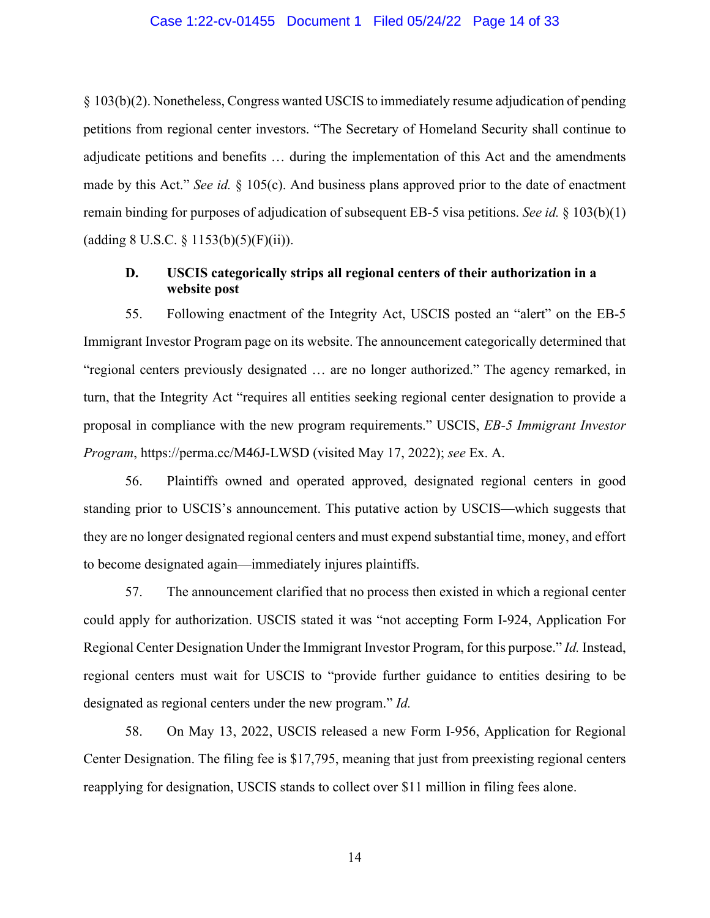§ 103(b)(2). Nonetheless, Congress wanted USCIS to immediately resume adjudication of pending petitions from regional center investors. "The Secretary of Homeland Security shall continue to adjudicate petitions and benefits … during the implementation of this Act and the amendments made by this Act." *See id.* § 105(c). And business plans approved prior to the date of enactment remain binding for purposes of adjudication of subsequent EB-5 visa petitions. *See id.* § 103(b)(1) (adding 8 U.S.C. § 1153(b)(5)(F)(ii)).

### D. USCIS categorically strips all regional centers of their authorization in a website post

55. Following enactment of the Integrity Act, USCIS posted an "alert" on the EB-5 Immigrant Investor Program page on its website. The announcement categorically determined that "regional centers previously designated … are no longer authorized." The agency remarked, in turn, that the Integrity Act "requires all entities seeking regional center designation to provide a proposal in compliance with the new program requirements." USCIS, *EB-5 Immigrant Investor Program*, https://perma.cc/M46J-LWSD (visited May 17, 2022); *see* Ex. A.

56. Plaintiffs owned and operated approved, designated regional centers in good standing prior to USCIS's announcement. This putative action by USCIS—which suggests that they are no longer designated regional centers and must expend substantial time, money, and effort to become designated again—immediately injures plaintiffs.

57. The announcement clarified that no process then existed in which a regional center could apply for authorization. USCIS stated it was "not accepting Form I-924, Application For Regional Center Designation Under the Immigrant Investor Program, for this purpose." *Id.* Instead, regional centers must wait for USCIS to "provide further guidance to entities desiring to be designated as regional centers under the new program." *Id.*

58. On May 13, 2022, USCIS released a new Form I-956, Application for Regional Center Designation. The filing fee is $17,795, meaning that just from preexisting regional centers reapplying for designation, USCIS stands to collect over $11 million in filing fees alone.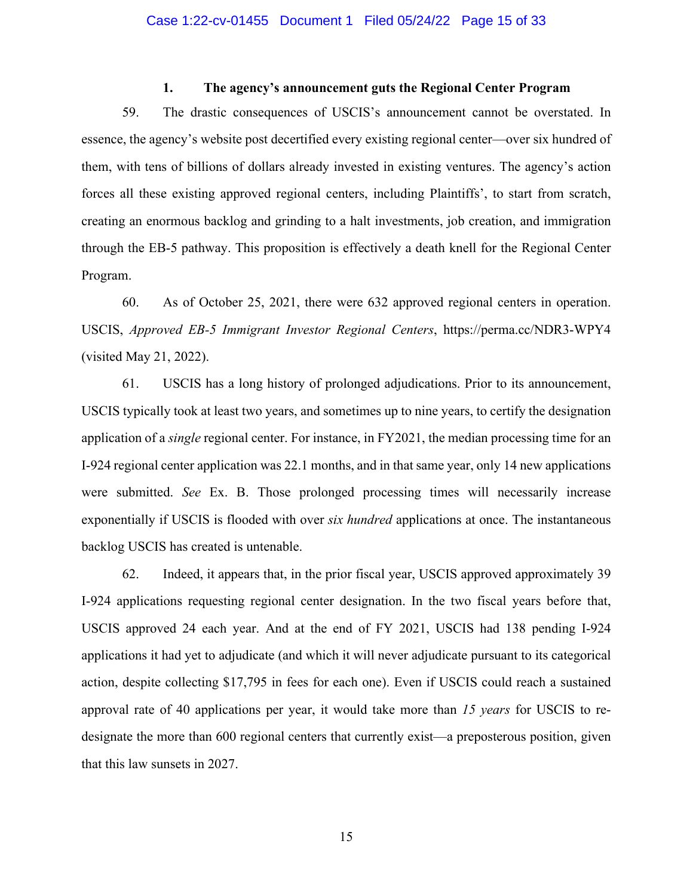### 1. The agency's announcement guts the Regional Center Program

59. The drastic consequences of USCIS's announcement cannot be overstated. In essence, the agency's website post decertified every existing regional center—over six hundred of them, with tens of billions of dollars already invested in existing ventures. The agency's action forces all these existing approved regional centers, including Plaintiffs', to start from scratch, creating an enormous backlog and grinding to a halt investments, job creation, and immigration through the EB-5 pathway. This proposition is effectively a death knell for the Regional Center Program.

60. As of October 25, 2021, there were 632 approved regional centers in operation. USCIS, *Approved EB-5 Immigrant Investor Regional Centers*, https://perma.cc/NDR3-WPY4 (visited May 21, 2022).

61. USCIS has a long history of prolonged adjudications. Prior to its announcement, USCIS typically took at least two years, and sometimes up to nine years, to certify the designation application of a *single* regional center. For instance, in FY2021, the median processing time for an I-924 regional center application was 22.1 months, and in that same year, only 14 new applications were submitted. *See* Ex. B. Those prolonged processing times will necessarily increase exponentially if USCIS is flooded with over *six hundred* applications at once. The instantaneous backlog USCIS has created is untenable.

62. Indeed, it appears that, in the prior fiscal year, USCIS approved approximately 39 I-924 applications requesting regional center designation. In the two fiscal years before that, USCIS approved 24 each year. And at the end of FY 2021, USCIS had 138 pending I-924 applications it had yet to adjudicate (and which it will never adjudicate pursuant to its categorical action, despite collecting $17,795 in fees for each one). Even if USCIS could reach a sustained approval rate of 40 applications per year, it would take more than *15 years* for USCIS to re-designate the more than 600 regional centers that currently exist—a preposterous position, given that this law sunsets in 2027.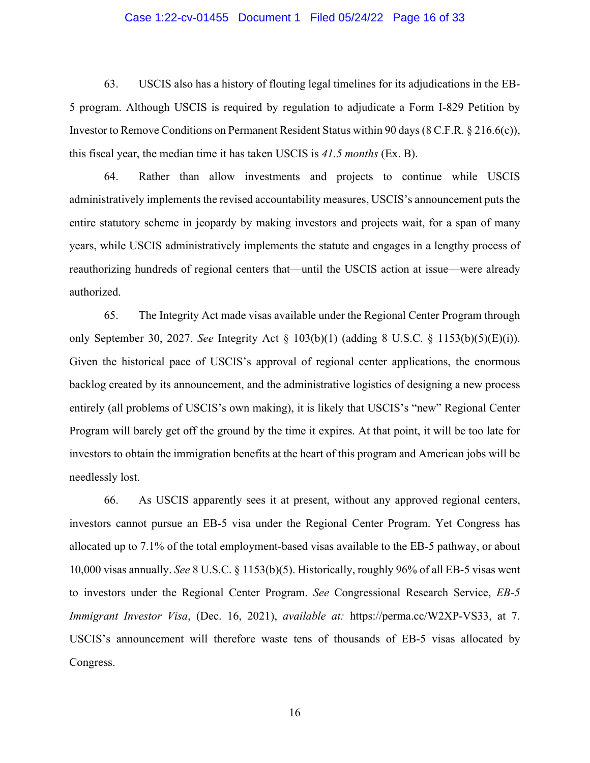63. USCIS also has a history of flouting legal timelines for its adjudications in the EB-5 program. Although USCIS is required by regulation to adjudicate a Form I-829 Petition by Investor to Remove Conditions on Permanent Resident Status within 90 days (8 C.F.R. § 216.6(c)), this fiscal year, the median time it has taken USCIS is *41.5 months* (Ex. B).

64. Rather than allow investments and projects to continue while USCIS administratively implements the revised accountability measures, USCIS's announcement puts the entire statutory scheme in jeopardy by making investors and projects wait, for a span of many years, while USCIS administratively implements the statute and engages in a lengthy process of reauthorizing hundreds of regional centers that—until the USCIS action at issue—were already authorized.

65. The Integrity Act made visas available under the Regional Center Program through only September 30, 2027. *See* Integrity Act § 103(b)(1) (adding 8 U.S.C. § 1153(b)(5)(E)(i)). Given the historical pace of USCIS's approval of regional center applications, the enormous backlog created by its announcement, and the administrative logistics of designing a new process entirely (all problems of USCIS's own making), it is likely that USCIS's "new" Regional Center Program will barely get off the ground by the time it expires. At that point, it will be too late for investors to obtain the immigration benefits at the heart of this program and American jobs will be needlessly lost.

66. As USCIS apparently sees it at present, without any approved regional centers, investors cannot pursue an EB-5 visa under the Regional Center Program. Yet Congress has allocated up to 7.1% of the total employment-based visas available to the EB-5 pathway, or about 10,000 visas annually. *See* 8 U.S.C. § 1153(b)(5). Historically, roughly 96% of all EB-5 visas went to investors under the Regional Center Program. *See* Congressional Research Service, *EB-5 Immigrant Investor Visa*, (Dec. 16, 2021), *available at:* https://perma.cc/W2XP-VS33, at 7. USCIS's announcement will therefore waste tens of thousands of EB-5 visas allocated by Congress.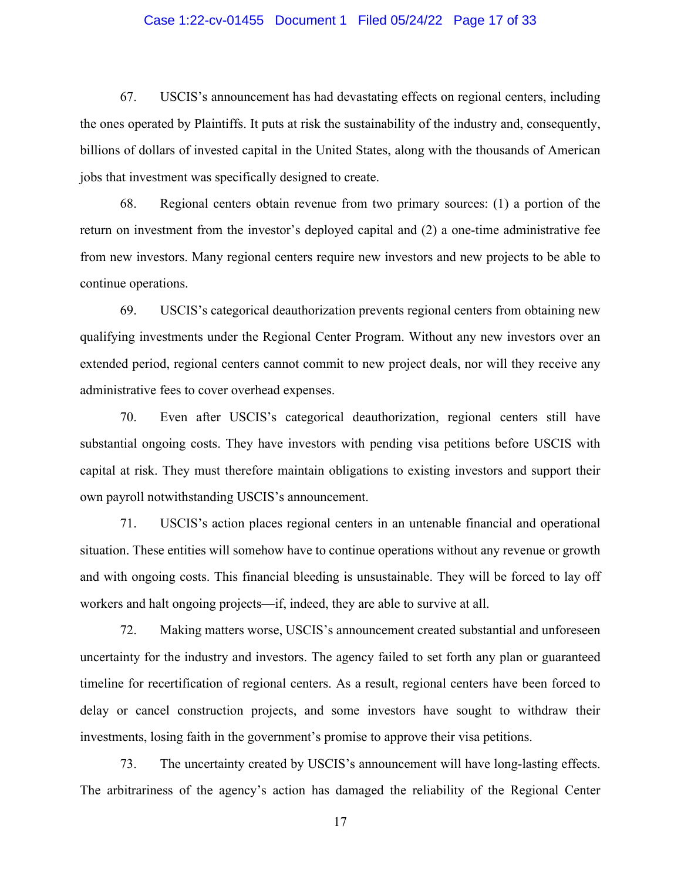67. USCIS's announcement has had devastating effects on regional centers, including the ones operated by Plaintiffs. It puts at risk the sustainability of the industry and, consequently, billions of dollars of invested capital in the United States, along with the thousands of American jobs that investment was specifically designed to create.

68. Regional centers obtain revenue from two primary sources: (1) a portion of the return on investment from the investor's deployed capital and (2) a one-time administrative fee from new investors. Many regional centers require new investors and new projects to be able to continue operations.

69. USCIS's categorical deauthorization prevents regional centers from obtaining new qualifying investments under the Regional Center Program. Without any new investors over an extended period, regional centers cannot commit to new project deals, nor will they receive any administrative fees to cover overhead expenses.

70. Even after USCIS's categorical deauthorization, regional centers still have substantial ongoing costs. They have investors with pending visa petitions before USCIS with capital at risk. They must therefore maintain obligations to existing investors and support their own payroll notwithstanding USCIS's announcement.

71. USCIS's action places regional centers in an untenable financial and operational situation. These entities will somehow have to continue operations without any revenue or growth and with ongoing costs. This financial bleeding is unsustainable. They will be forced to lay off workers and halt ongoing projects—if, indeed, they are able to survive at all.

72. Making matters worse, USCIS's announcement created substantial and unforeseen uncertainty for the industry and investors. The agency failed to set forth any plan or guaranteed timeline for recertification of regional centers. As a result, regional centers have been forced to delay or cancel construction projects, and some investors have sought to withdraw their investments, losing faith in the government's promise to approve their visa petitions.

73. The uncertainty created by USCIS's announcement will have long-lasting effects. The arbitrariness of the agency's action has damaged the reliability of the Regional Center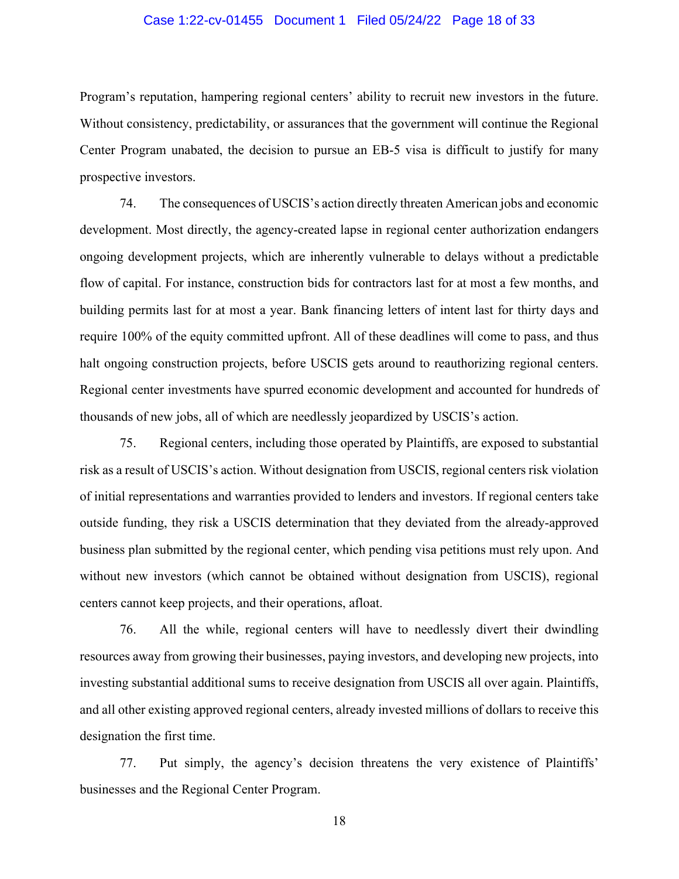Program's reputation, hampering regional centers' ability to recruit new investors in the future. Without consistency, predictability, or assurances that the government will continue the Regional Center Program unabated, the decision to pursue an EB-5 visa is difficult to justify for many prospective investors.

74. The consequences of USCIS's action directly threaten American jobs and economic development. Most directly, the agency-created lapse in regional center authorization endangers ongoing development projects, which are inherently vulnerable to delays without a predictable flow of capital. For instance, construction bids for contractors last for at most a few months, and building permits last for at most a year. Bank financing letters of intent last for thirty days and require 100% of the equity committed upfront. All of these deadlines will come to pass, and thus halt ongoing construction projects, before USCIS gets around to reauthorizing regional centers. Regional center investments have spurred economic development and accounted for hundreds of thousands of new jobs, all of which are needlessly jeopardized by USCIS's action.

75. Regional centers, including those operated by Plaintiffs, are exposed to substantial risk as a result of USCIS's action. Without designation from USCIS, regional centers risk violation of initial representations and warranties provided to lenders and investors. If regional centers take outside funding, they risk a USCIS determination that they deviated from the already-approved business plan submitted by the regional center, which pending visa petitions must rely upon. And without new investors (which cannot be obtained without designation from USCIS), regional centers cannot keep projects, and their operations, afloat.

76. All the while, regional centers will have to needlessly divert their dwindling resources away from growing their businesses, paying investors, and developing new projects, into investing substantial additional sums to receive designation from USCIS all over again. Plaintiffs, and all other existing approved regional centers, already invested millions of dollars to receive this designation the first time.

77. Put simply, the agency's decision threatens the very existence of Plaintiffs' businesses and the Regional Center Program.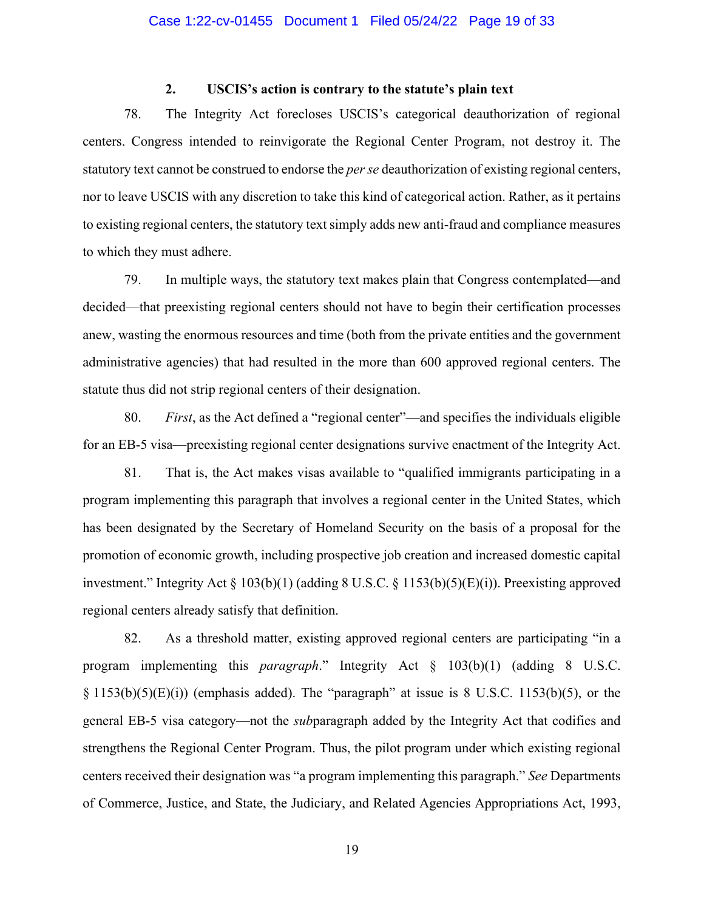### 2. USCIS's action is contrary to the statute's plain text

78. The Integrity Act forecloses USCIS's categorical deauthorization of regional centers. Congress intended to reinvigorate the Regional Center Program, not destroy it. The statutory text cannot be construed to endorse the *per se* deauthorization of existing regional centers, nor to leave USCIS with any discretion to take this kind of categorical action. Rather, as it pertains to existing regional centers, the statutory text simply adds new anti-fraud and compliance measures to which they must adhere.

79. In multiple ways, the statutory text makes plain that Congress contemplated—and decided—that preexisting regional centers should not have to begin their certification processes anew, wasting the enormous resources and time (both from the private entities and the government administrative agencies) that had resulted in the more than 600 approved regional centers. The statute thus did not strip regional centers of their designation.

80. *First*, as the Act defined a "regional center"—and specifies the individuals eligible for an EB-5 visa—preexisting regional center designations survive enactment of the Integrity Act.

81. That is, the Act makes visas available to "qualified immigrants participating in a program implementing this paragraph that involves a regional center in the United States, which has been designated by the Secretary of Homeland Security on the basis of a proposal for the promotion of economic growth, including prospective job creation and increased domestic capital investment." Integrity Act § 103(b)(1) (adding 8 U.S.C. § 1153(b)(5)(E)(i)). Preexisting approved regional centers already satisfy that definition.

82. As a threshold matter, existing approved regional centers are participating "in a program implementing this *paragraph*." Integrity Act § 103(b)(1) (adding 8 U.S.C. § 1153(b)(5)(E)(i)) (emphasis added). The "paragraph" at issue is 8 U.S.C. 1153(b)(5), or the general EB-5 visa category—not the *sub*paragraph added by the Integrity Act that codifies and strengthens the Regional Center Program. Thus, the pilot program under which existing regional centers received their designation was "a program implementing this paragraph." *See* Departments of Commerce, Justice, and State, the Judiciary, and Related Agencies Appropriations Act, 1993,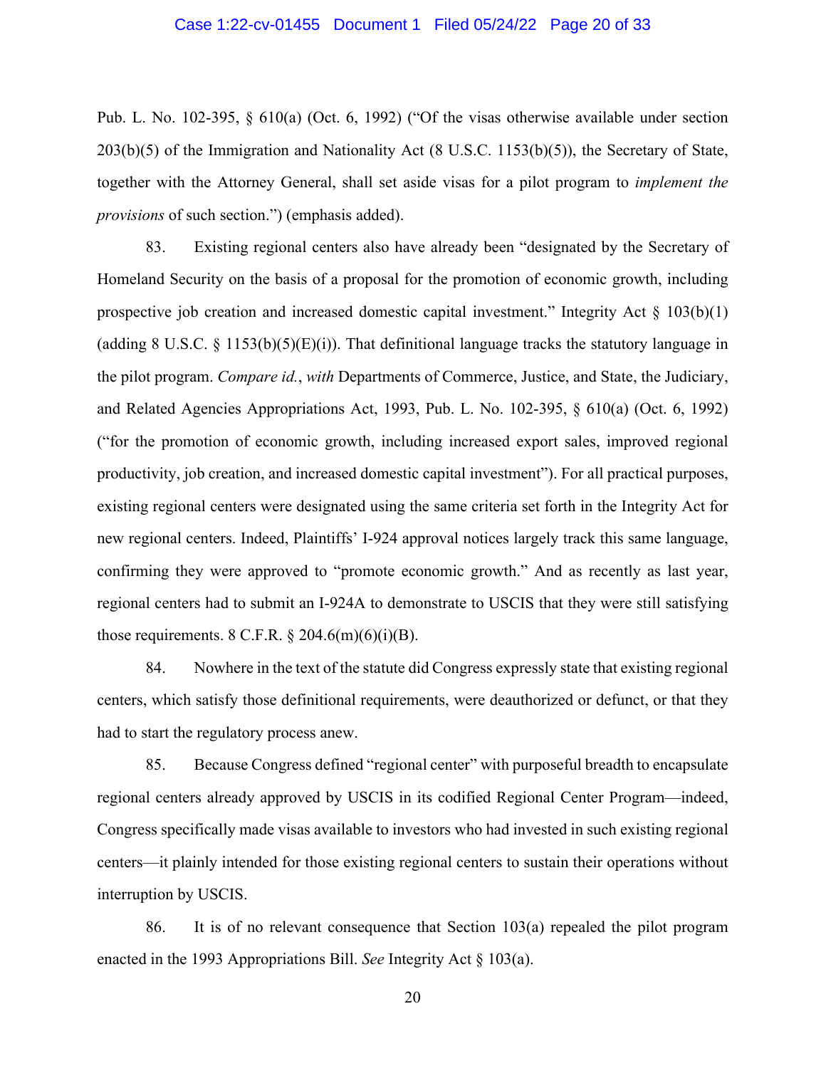Pub. L. No. 102-395, § 610(a) (Oct. 6, 1992) ("Of the visas otherwise available under section 203(b)(5) of the Immigration and Nationality Act (8 U.S.C. 1153(b)(5)), the Secretary of State, together with the Attorney General, shall set aside visas for a pilot program to *implement the provisions* of such section.") (emphasis added).

83. Existing regional centers also have already been "designated by the Secretary of Homeland Security on the basis of a proposal for the promotion of economic growth, including prospective job creation and increased domestic capital investment." Integrity Act § 103(b)(1) (adding 8 U.S.C. § 1153(b)(5)(E)(i)). That definitional language tracks the statutory language in the pilot program. *Compare id.*, *with* Departments of Commerce, Justice, and State, the Judiciary, and Related Agencies Appropriations Act, 1993, Pub. L. No. 102-395, § 610(a) (Oct. 6, 1992) ("for the promotion of economic growth, including increased export sales, improved regional productivity, job creation, and increased domestic capital investment"). For all practical purposes, existing regional centers were designated using the same criteria set forth in the Integrity Act for new regional centers. Indeed, Plaintiffs' I-924 approval notices largely track this same language, confirming they were approved to "promote economic growth." And as recently as last year, regional centers had to submit an I-924A to demonstrate to USCIS that they were still satisfying those requirements. 8 C.F.R. § 204.6(m)(6)(i)(B).

84. Nowhere in the text of the statute did Congress expressly state that existing regional centers, which satisfy those definitional requirements, were deauthorized or defunct, or that they had to start the regulatory process anew.

85. Because Congress defined "regional center" with purposeful breadth to encapsulate regional centers already approved by USCIS in its codified Regional Center Program—indeed, Congress specifically made visas available to investors who had invested in such existing regional centers—it plainly intended for those existing regional centers to sustain their operations without interruption by USCIS.

86. It is of no relevant consequence that Section 103(a) repealed the pilot program enacted in the 1993 Appropriations Bill. *See* Integrity Act § 103(a).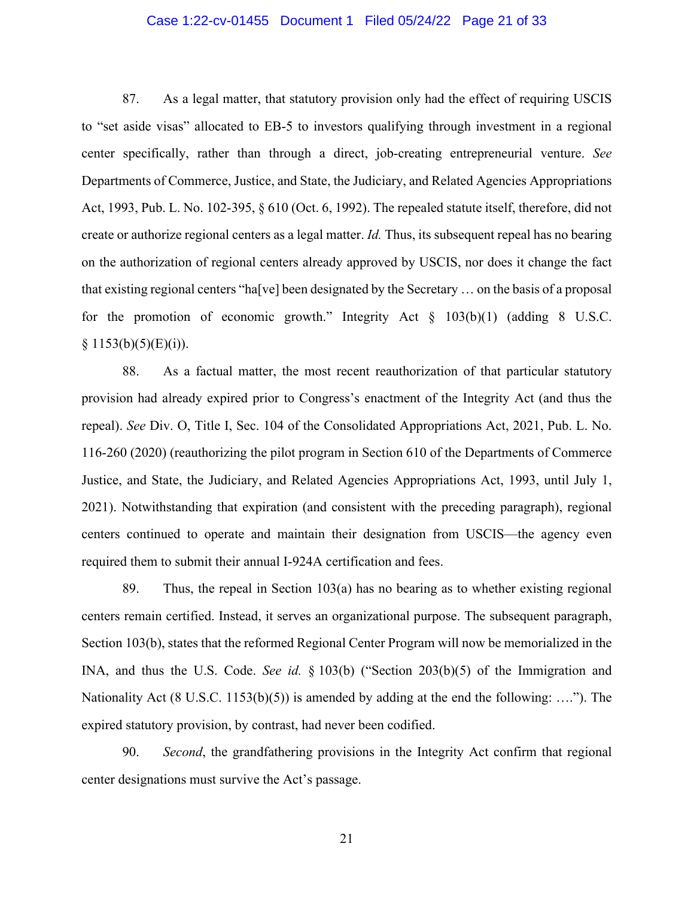87. As a legal matter, that statutory provision only had the effect of requiring USCIS to "set aside visas" allocated to EB-5 to investors qualifying through investment in a regional center specifically, rather than through a direct, job-creating entrepreneurial venture. *See* Departments of Commerce, Justice, and State, the Judiciary, and Related Agencies Appropriations Act, 1993, Pub. L. No. 102-395, § 610 (Oct. 6, 1992). The repealed statute itself, therefore, did not create or authorize regional centers as a legal matter. *Id.* Thus, its subsequent repeal has no bearing on the authorization of regional centers already approved by USCIS, nor does it change the fact that existing regional centers "ha[ve] been designated by the Secretary … on the basis of a proposal for the promotion of economic growth." Integrity Act § 103(b)(1) (adding 8 U.S.C. § 1153(b)(5)(E)(i)).

88. As a factual matter, the most recent reauthorization of that particular statutory provision had already expired prior to Congress's enactment of the Integrity Act (and thus the repeal). *See* Div. O, Title I, Sec. 104 of the Consolidated Appropriations Act, 2021, Pub. L. No. 116-260 (2020) (reauthorizing the pilot program in Section 610 of the Departments of Commerce Justice, and State, the Judiciary, and Related Agencies Appropriations Act, 1993, until July 1, 2021). Notwithstanding that expiration (and consistent with the preceding paragraph), regional centers continued to operate and maintain their designation from USCIS—the agency even required them to submit their annual I-924A certification and fees.

89. Thus, the repeal in Section 103(a) has no bearing as to whether existing regional centers remain certified. Instead, it serves an organizational purpose. The subsequent paragraph, Section 103(b), states that the reformed Regional Center Program will now be memorialized in the INA, and thus the U.S. Code. *See id.* § 103(b) ("Section 203(b)(5) of the Immigration and Nationality Act (8 U.S.C. 1153(b)(5)) is amended by adding at the end the following: …."). The expired statutory provision, by contrast, had never been codified.

90. *Second*, the grandfathering provisions in the Integrity Act confirm that regional center designations must survive the Act's passage.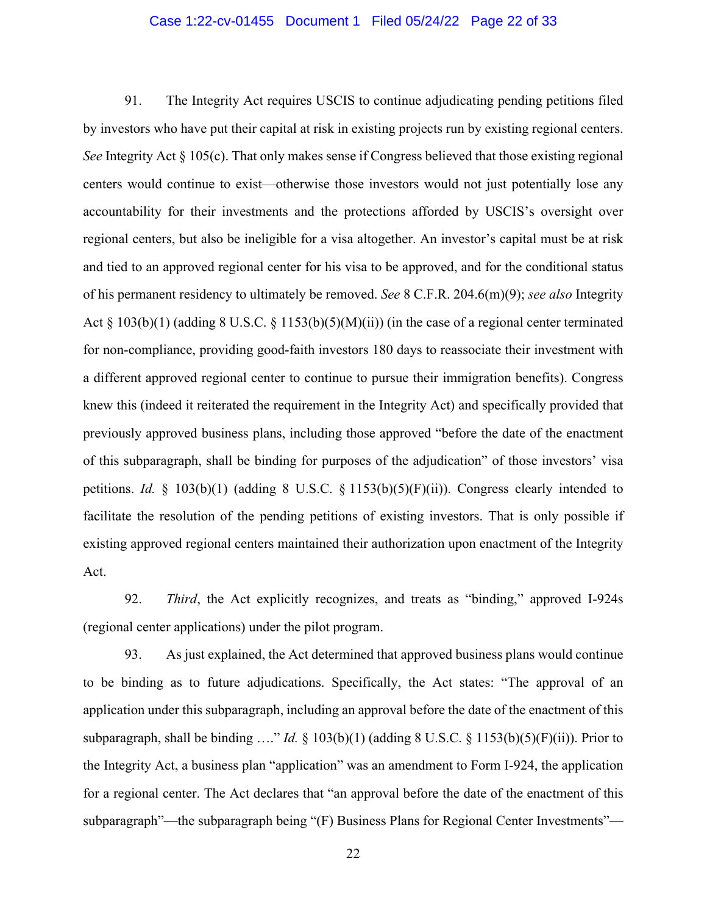91. The Integrity Act requires USCIS to continue adjudicating pending petitions filed by investors who have put their capital at risk in existing projects run by existing regional centers. *See* Integrity Act § 105(c). That only makes sense if Congress believed that those existing regional centers would continue to exist—otherwise those investors would not just potentially lose any accountability for their investments and the protections afforded by USCIS's oversight over regional centers, but also be ineligible for a visa altogether. An investor's capital must be at risk and tied to an approved regional center for his visa to be approved, and for the conditional status of his permanent residency to ultimately be removed. *See* 8 C.F.R. 204.6(m)(9); *see also* Integrity Act § 103(b)(1) (adding 8 U.S.C. § 1153(b)(5)(M)(ii)) (in the case of a regional center terminated for non-compliance, providing good-faith investors 180 days to reassociate their investment with a different approved regional center to continue to pursue their immigration benefits). Congress knew this (indeed it reiterated the requirement in the Integrity Act) and specifically provided that previously approved business plans, including those approved "before the date of the enactment of this subparagraph, shall be binding for purposes of the adjudication" of those investors' visa petitions. *Id.* § 103(b)(1) (adding 8 U.S.C. § 1153(b)(5)(F)(ii)). Congress clearly intended to facilitate the resolution of the pending petitions of existing investors. That is only possible if existing approved regional centers maintained their authorization upon enactment of the Integrity Act.

92. *Third*, the Act explicitly recognizes, and treats as "binding," approved I-924s (regional center applications) under the pilot program.

93. As just explained, the Act determined that approved business plans would continue to be binding as to future adjudications. Specifically, the Act states: "The approval of an application under this subparagraph, including an approval before the date of the enactment of this subparagraph, shall be binding …." *Id.* § 103(b)(1) (adding 8 U.S.C. § 1153(b)(5)(F)(ii)). Prior to the Integrity Act, a business plan "application" was an amendment to Form I-924, the application for a regional center. The Act declares that "an approval before the date of the enactment of this subparagraph"—the subparagraph being "(F) Business Plans for Regional Center Investments"—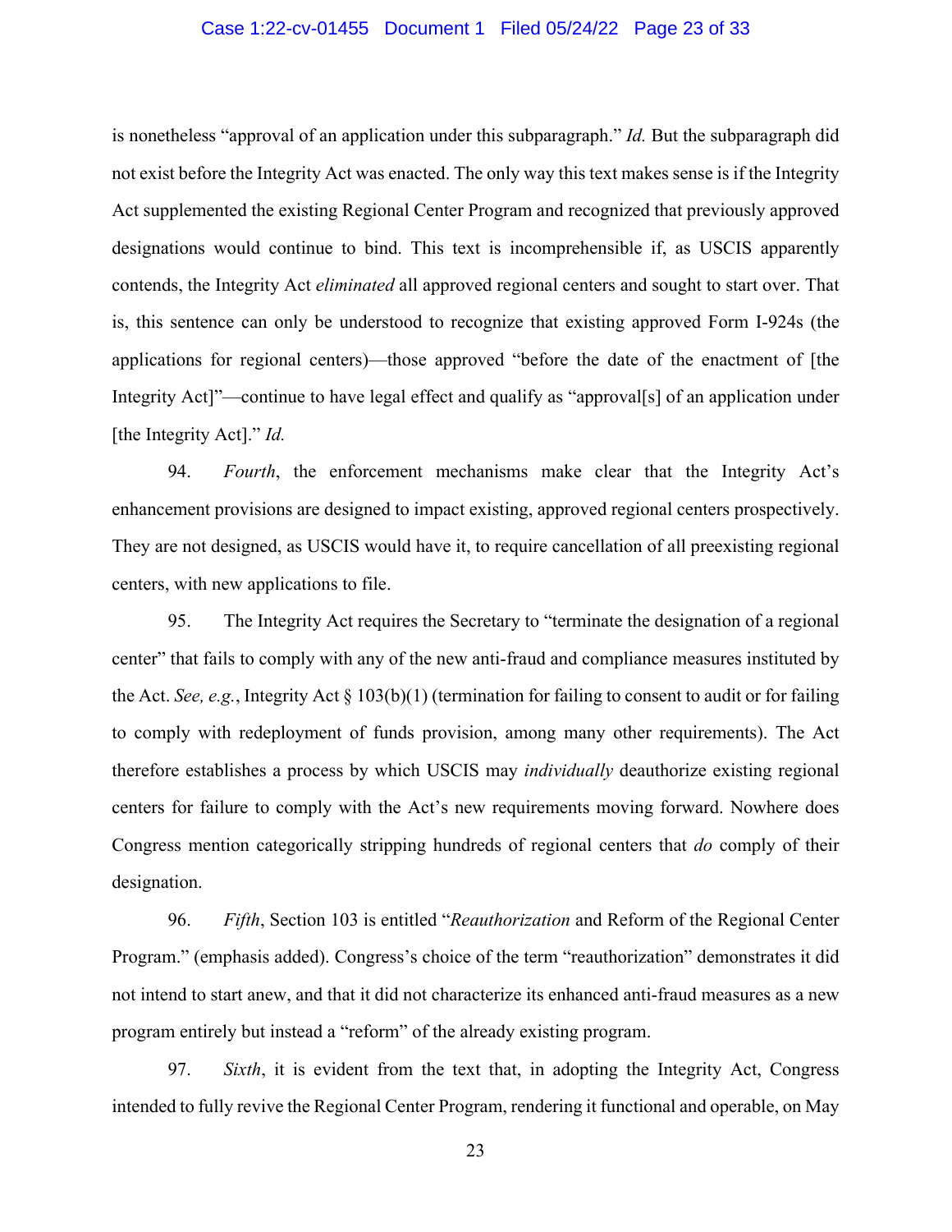is nonetheless "approval of an application under this subparagraph." *Id.* But the subparagraph did not exist before the Integrity Act was enacted. The only way this text makes sense is if the Integrity Act supplemented the existing Regional Center Program and recognized that previously approved designations would continue to bind. This text is incomprehensible if, as USCIS apparently contends, the Integrity Act *eliminated* all approved regional centers and sought to start over. That is, this sentence can only be understood to recognize that existing approved Form I-924s (the applications for regional centers)—those approved "before the date of the enactment of [the Integrity Act]"—continue to have legal effect and qualify as "approval[s] of an application under [the Integrity Act]." *Id.*

94. *Fourth*, the enforcement mechanisms make clear that the Integrity Act's enhancement provisions are designed to impact existing, approved regional centers prospectively. They are not designed, as USCIS would have it, to require cancellation of all preexisting regional centers, with new applications to file.

95. The Integrity Act requires the Secretary to "terminate the designation of a regional center" that fails to comply with any of the new anti-fraud and compliance measures instituted by the Act. *See, e.g.*, Integrity Act § 103(b)(1) (termination for failing to consent to audit or for failing to comply with redeployment of funds provision, among many other requirements). The Act therefore establishes a process by which USCIS may *individually* deauthorize existing regional centers for failure to comply with the Act's new requirements moving forward. Nowhere does Congress mention categorically stripping hundreds of regional centers that *do* comply of their designation.

96. *Fifth*, Section 103 is entitled "*Reauthorization* and Reform of the Regional Center Program." (emphasis added). Congress's choice of the term "reauthorization" demonstrates it did not intend to start anew, and that it did not characterize its enhanced anti-fraud measures as a new program entirely but instead a "reform" of the already existing program.

97. *Sixth*, it is evident from the text that, in adopting the Integrity Act, Congress intended to fully revive the Regional Center Program, rendering it functional and operable, on May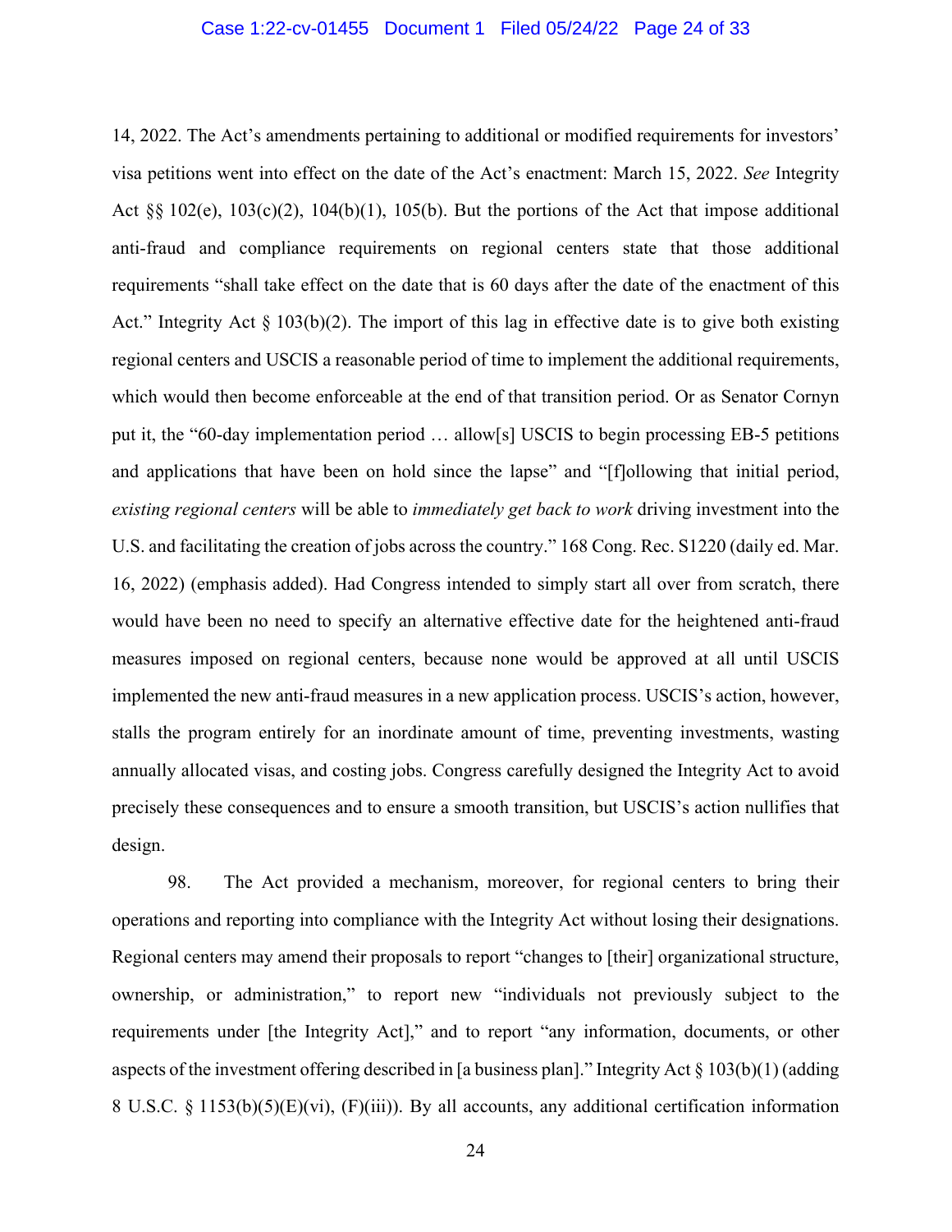14, 2022. The Act's amendments pertaining to additional or modified requirements for investors' visa petitions went into effect on the date of the Act's enactment: March 15, 2022. *See* Integrity Act §§ 102(e), 103(c)(2), 104(b)(1), 105(b). But the portions of the Act that impose additional anti-fraud and compliance requirements on regional centers state that those additional requirements "shall take effect on the date that is 60 days after the date of the enactment of this Act." Integrity Act § 103(b)(2). The import of this lag in effective date is to give both existing regional centers and USCIS a reasonable period of time to implement the additional requirements, which would then become enforceable at the end of that transition period. Or as Senator Cornyn put it, the "60-day implementation period … allow[s] USCIS to begin processing EB-5 petitions and applications that have been on hold since the lapse" and "[f]ollowing that initial period, *existing regional centers* will be able to *immediately get back to work* driving investment into the U.S. and facilitating the creation of jobs across the country." 168 Cong. Rec. S1220 (daily ed. Mar. 16, 2022) (emphasis added). Had Congress intended to simply start all over from scratch, there would have been no need to specify an alternative effective date for the heightened anti-fraud measures imposed on regional centers, because none would be approved at all until USCIS implemented the new anti-fraud measures in a new application process. USCIS's action, however, stalls the program entirely for an inordinate amount of time, preventing investments, wasting annually allocated visas, and costing jobs. Congress carefully designed the Integrity Act to avoid precisely these consequences and to ensure a smooth transition, but USCIS's action nullifies that design.

98. The Act provided a mechanism, moreover, for regional centers to bring their operations and reporting into compliance with the Integrity Act without losing their designations. Regional centers may amend their proposals to report "changes to [their] organizational structure, ownership, or administration," to report new "individuals not previously subject to the requirements under [the Integrity Act]," and to report "any information, documents, or other aspects of the investment offering described in [a business plan]." Integrity Act § 103(b)(1) (adding 8 U.S.C. § 1153(b)(5)(E)(vi), (F)(iii)). By all accounts, any additional certification information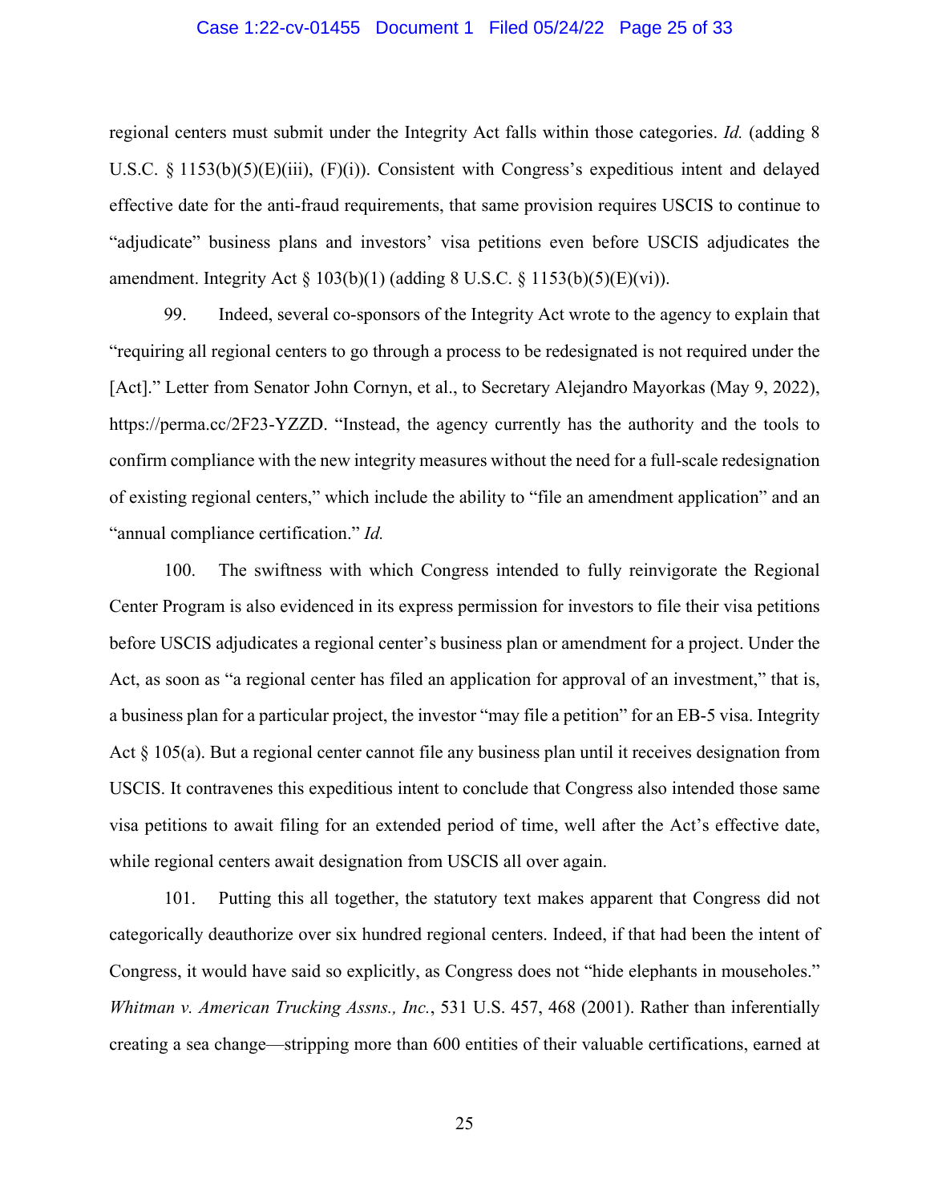regional centers must submit under the Integrity Act falls within those categories. *Id.* (adding 8 U.S.C. § 1153(b)(5)(E)(iii), (F)(i)). Consistent with Congress's expeditious intent and delayed effective date for the anti-fraud requirements, that same provision requires USCIS to continue to "adjudicate" business plans and investors' visa petitions even before USCIS adjudicates the amendment. Integrity Act § 103(b)(1) (adding 8 U.S.C. § 1153(b)(5)(E)(vi)).

99. Indeed, several co-sponsors of the Integrity Act wrote to the agency to explain that "requiring all regional centers to go through a process to be redesignated is not required under the [Act]." Letter from Senator John Cornyn, et al., to Secretary Alejandro Mayorkas (May 9, 2022), https://perma.cc/2F23-YZZD. "Instead, the agency currently has the authority and the tools to confirm compliance with the new integrity measures without the need for a full-scale redesignation of existing regional centers," which include the ability to "file an amendment application" and an "annual compliance certification." *Id.*

100. The swiftness with which Congress intended to fully reinvigorate the Regional Center Program is also evidenced in its express permission for investors to file their visa petitions before USCIS adjudicates a regional center's business plan or amendment for a project. Under the Act, as soon as "a regional center has filed an application for approval of an investment," that is, a business plan for a particular project, the investor "may file a petition" for an EB-5 visa. Integrity Act § 105(a). But a regional center cannot file any business plan until it receives designation from USCIS. It contravenes this expeditious intent to conclude that Congress also intended those same visa petitions to await filing for an extended period of time, well after the Act's effective date, while regional centers await designation from USCIS all over again.

101. Putting this all together, the statutory text makes apparent that Congress did not categorically deauthorize over six hundred regional centers. Indeed, if that had been the intent of Congress, it would have said so explicitly, as Congress does not "hide elephants in mouseholes." *Whitman v. American Trucking Assns., Inc.*, 531 U.S. 457, 468 (2001). Rather than inferentially creating a sea change—stripping more than 600 entities of their valuable certifications, earned at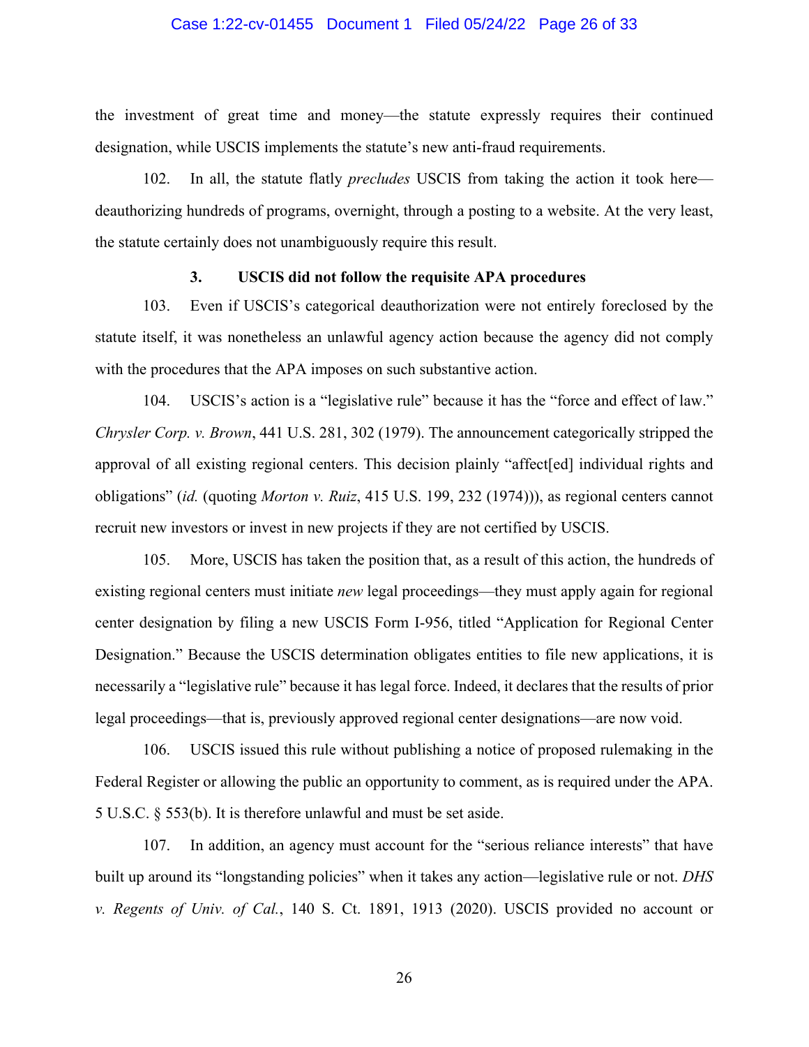the investment of great time and money—the statute expressly requires their continued designation, while USCIS implements the statute's new anti-fraud requirements.

102. In all, the statute flatly *precludes* USCIS from taking the action it took here—deauthorizing hundreds of programs, overnight, through a posting to a website. At the very least, the statute certainly does not unambiguously require this result.

### 3. USCIS did not follow the requisite APA procedures

103. Even if USCIS's categorical deauthorization were not entirely foreclosed by the statute itself, it was nonetheless an unlawful agency action because the agency did not comply with the procedures that the APA imposes on such substantive action.

104. USCIS's action is a "legislative rule" because it has the "force and effect of law." *Chrysler Corp. v. Brown*, 441 U.S. 281, 302 (1979). The announcement categorically stripped the approval of all existing regional centers. This decision plainly "affect[ed] individual rights and obligations" (*id.* (quoting *Morton v. Ruiz*, 415 U.S. 199, 232 (1974))), as regional centers cannot recruit new investors or invest in new projects if they are not certified by USCIS.

105. More, USCIS has taken the position that, as a result of this action, the hundreds of existing regional centers must initiate *new* legal proceedings—they must apply again for regional center designation by filing a new USCIS Form I-956, titled "Application for Regional Center Designation." Because the USCIS determination obligates entities to file new applications, it is necessarily a "legislative rule" because it has legal force. Indeed, it declares that the results of prior legal proceedings—that is, previously approved regional center designations—are now void.

106. USCIS issued this rule without publishing a notice of proposed rulemaking in the Federal Register or allowing the public an opportunity to comment, as is required under the APA. 5 U.S.C. § 553(b). It is therefore unlawful and must be set aside.

107. In addition, an agency must account for the "serious reliance interests" that have built up around its "longstanding policies" when it takes any action—legislative rule or not. *DHS v. Regents of Univ. of Cal.*, 140 S. Ct. 1891, 1913 (2020). USCIS provided no account or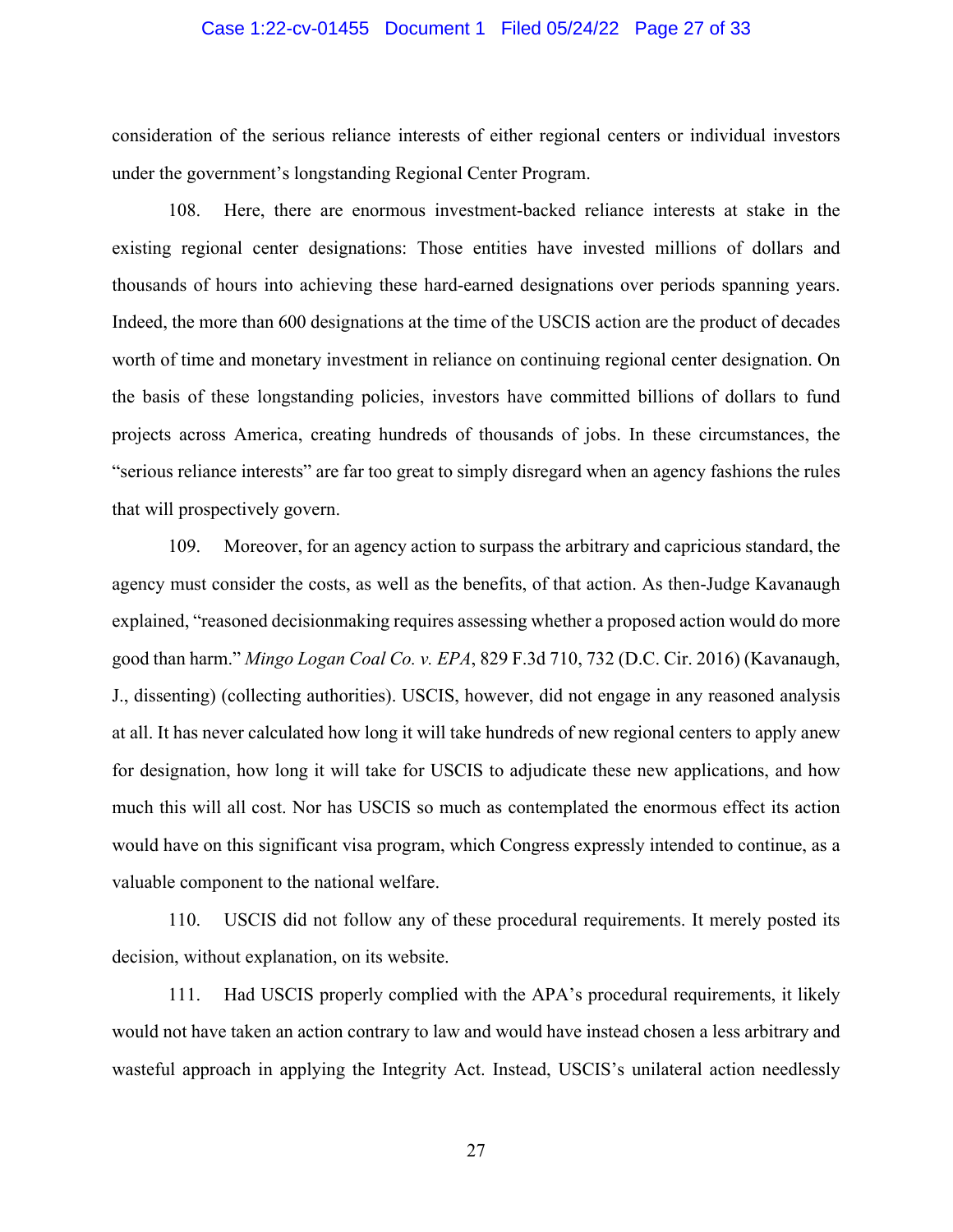consideration of the serious reliance interests of either regional centers or individual investors under the government's longstanding Regional Center Program.

108. Here, there are enormous investment-backed reliance interests at stake in the existing regional center designations: Those entities have invested millions of dollars and thousands of hours into achieving these hard-earned designations over periods spanning years. Indeed, the more than 600 designations at the time of the USCIS action are the product of decades worth of time and monetary investment in reliance on continuing regional center designation. On the basis of these longstanding policies, investors have committed billions of dollars to fund projects across America, creating hundreds of thousands of jobs. In these circumstances, the "serious reliance interests" are far too great to simply disregard when an agency fashions the rules that will prospectively govern.

109. Moreover, for an agency action to surpass the arbitrary and capricious standard, the agency must consider the costs, as well as the benefits, of that action. As then-Judge Kavanaugh explained, "reasoned decisionmaking requires assessing whether a proposed action would do more good than harm." *Mingo Logan Coal Co. v. EPA*, 829 F.3d 710, 732 (D.C. Cir. 2016) (Kavanaugh, J., dissenting) (collecting authorities). USCIS, however, did not engage in any reasoned analysis at all. It has never calculated how long it will take hundreds of new regional centers to apply anew for designation, how long it will take for USCIS to adjudicate these new applications, and how much this will all cost. Nor has USCIS so much as contemplated the enormous effect its action would have on this significant visa program, which Congress expressly intended to continue, as a valuable component to the national welfare.

110. USCIS did not follow any of these procedural requirements. It merely posted its decision, without explanation, on its website.

111. Had USCIS properly complied with the APA's procedural requirements, it likely would not have taken an action contrary to law and would have instead chosen a less arbitrary and wasteful approach in applying the Integrity Act. Instead, USCIS's unilateral action needlessly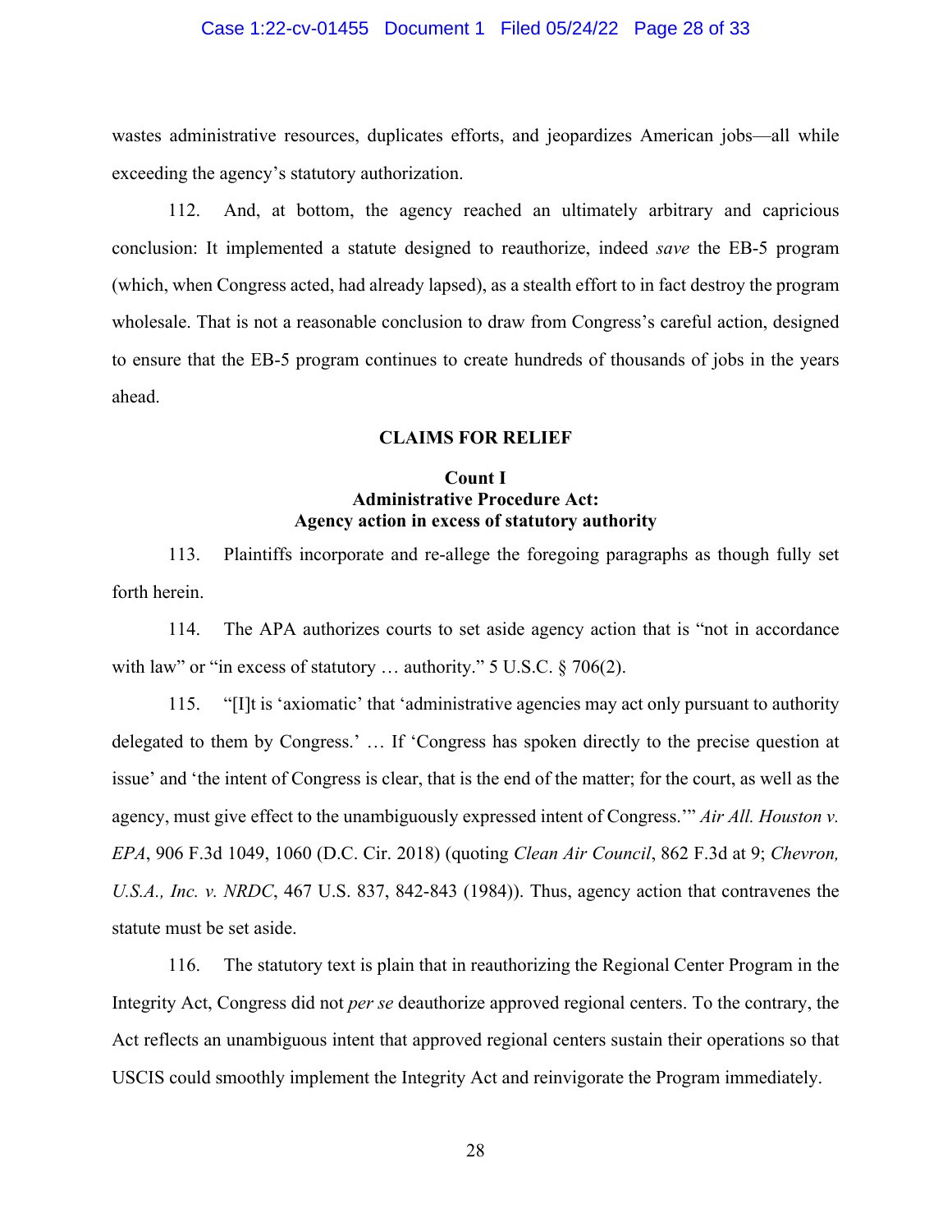wastes administrative resources, duplicates efforts, and jeopardizes American jobs—all while exceeding the agency's statutory authorization.

112. And, at bottom, the agency reached an ultimately arbitrary and capricious conclusion: It implemented a statute designed to reauthorize, indeed *save* the EB-5 program (which, when Congress acted, had already lapsed), as a stealth effort to in fact destroy the program wholesale. That is not a reasonable conclusion to draw from Congress's careful action, designed to ensure that the EB-5 program continues to create hundreds of thousands of jobs in the years ahead.

## CLAIMS FOR RELIEF

### Count I
### Administrative Procedure Act:
### Agency action in excess of statutory authority

113. Plaintiffs incorporate and re-allege the foregoing paragraphs as though fully set forth herein.

114. The APA authorizes courts to set aside agency action that is "not in accordance with law" or "in excess of statutory … authority." 5 U.S.C. § 706(2).

115. "[I]t is 'axiomatic' that 'administrative agencies may act only pursuant to authority delegated to them by Congress.' … If 'Congress has spoken directly to the precise question at issue' and 'the intent of Congress is clear, that is the end of the matter; for the court, as well as the agency, must give effect to the unambiguously expressed intent of Congress.'" *Air All. Houston v. EPA*, 906 F.3d 1049, 1060 (D.C. Cir. 2018) (quoting *Clean Air Council*, 862 F.3d at 9; *Chevron, U.S.A., Inc. v. NRDC*, 467 U.S. 837, 842-843 (1984)). Thus, agency action that contravenes the statute must be set aside.

116. The statutory text is plain that in reauthorizing the Regional Center Program in the Integrity Act, Congress did not *per se* deauthorize approved regional centers. To the contrary, the Act reflects an unambiguous intent that approved regional centers sustain their operations so that USCIS could smoothly implement the Integrity Act and reinvigorate the Program immediately.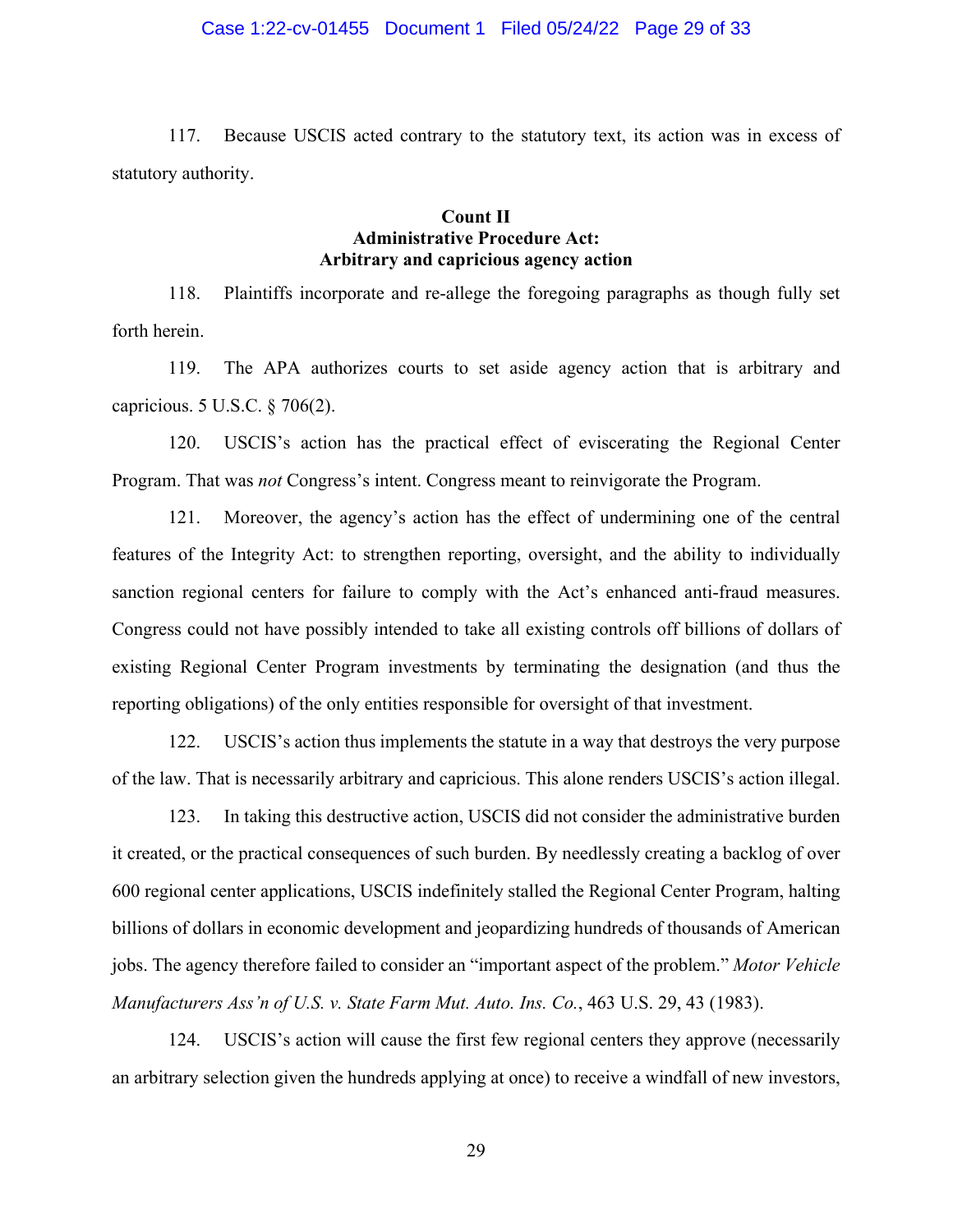117. Because USCIS acted contrary to the statutory text, its action was in excess of statutory authority.

**Count II**
**Administrative Procedure Act:**
**Arbitrary and capricious agency action**

118. Plaintiffs incorporate and re-allege the foregoing paragraphs as though fully set forth herein.

119. The APA authorizes courts to set aside agency action that is arbitrary and capricious. 5 U.S.C. § 706(2).

120. USCIS's action has the practical effect of eviscerating the Regional Center Program. That was *not* Congress's intent. Congress meant to reinvigorate the Program.

121. Moreover, the agency's action has the effect of undermining one of the central features of the Integrity Act: to strengthen reporting, oversight, and the ability to individually sanction regional centers for failure to comply with the Act's enhanced anti-fraud measures. Congress could not have possibly intended to take all existing controls off billions of dollars of existing Regional Center Program investments by terminating the designation (and thus the reporting obligations) of the only entities responsible for oversight of that investment.

122. USCIS's action thus implements the statute in a way that destroys the very purpose of the law. That is necessarily arbitrary and capricious. This alone renders USCIS's action illegal.

123. In taking this destructive action, USCIS did not consider the administrative burden it created, or the practical consequences of such burden. By needlessly creating a backlog of over 600 regional center applications, USCIS indefinitely stalled the Regional Center Program, halting billions of dollars in economic development and jeopardizing hundreds of thousands of American jobs. The agency therefore failed to consider an "important aspect of the problem." *Motor Vehicle Manufacturers Ass'n of U.S. v. State Farm Mut. Auto. Ins. Co.*, 463 U.S. 29, 43 (1983).

124. USCIS's action will cause the first few regional centers they approve (necessarily an arbitrary selection given the hundreds applying at once) to receive a windfall of new investors,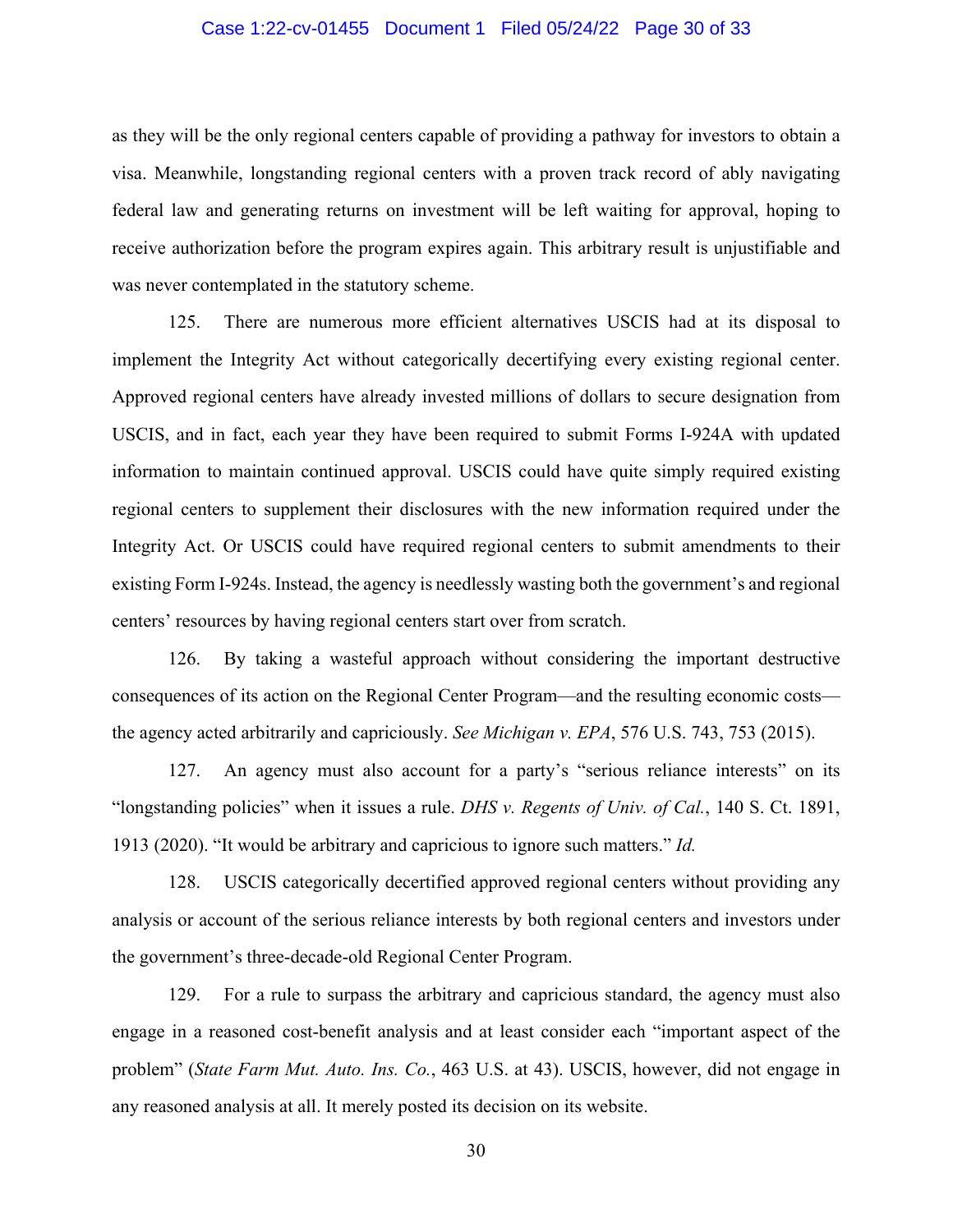as they will be the only regional centers capable of providing a pathway for investors to obtain a visa. Meanwhile, longstanding regional centers with a proven track record of ably navigating federal law and generating returns on investment will be left waiting for approval, hoping to receive authorization before the program expires again. This arbitrary result is unjustifiable and was never contemplated in the statutory scheme.

125. There are numerous more efficient alternatives USCIS had at its disposal to implement the Integrity Act without categorically decertifying every existing regional center. Approved regional centers have already invested millions of dollars to secure designation from USCIS, and in fact, each year they have been required to submit Forms I-924A with updated information to maintain continued approval. USCIS could have quite simply required existing regional centers to supplement their disclosures with the new information required under the Integrity Act. Or USCIS could have required regional centers to submit amendments to their existing Form I-924s. Instead, the agency is needlessly wasting both the government's and regional centers' resources by having regional centers start over from scratch.

126. By taking a wasteful approach without considering the important destructive consequences of its action on the Regional Center Program—and the resulting economic costs—the agency acted arbitrarily and capriciously. *See Michigan v. EPA*, 576 U.S. 743, 753 (2015).

127. An agency must also account for a party's "serious reliance interests" on its "longstanding policies" when it issues a rule. *DHS v. Regents of Univ. of Cal.*, 140 S. Ct. 1891, 1913 (2020). "It would be arbitrary and capricious to ignore such matters." *Id.*

128. USCIS categorically decertified approved regional centers without providing any analysis or account of the serious reliance interests by both regional centers and investors under the government's three-decade-old Regional Center Program.

129. For a rule to surpass the arbitrary and capricious standard, the agency must also engage in a reasoned cost-benefit analysis and at least consider each "important aspect of the problem" (*State Farm Mut. Auto. Ins. Co.*, 463 U.S. at 43). USCIS, however, did not engage in any reasoned analysis at all. It merely posted its decision on its website.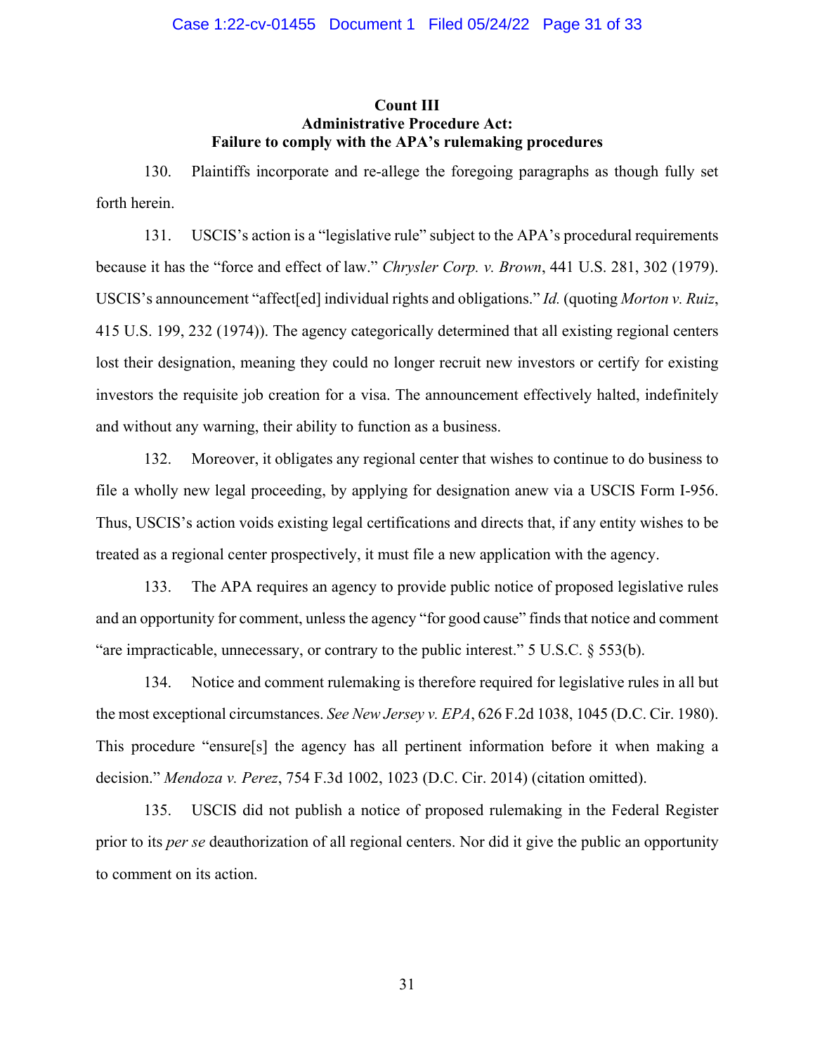**Count III**
**Administrative Procedure Act:**
**Failure to comply with the APA's rulemaking procedures**

130. Plaintiffs incorporate and re-allege the foregoing paragraphs as though fully set forth herein.

131. USCIS's action is a "legislative rule" subject to the APA's procedural requirements because it has the "force and effect of law." *Chrysler Corp. v. Brown*, 441 U.S. 281, 302 (1979). USCIS's announcement "affect[ed] individual rights and obligations." *Id.* (quoting *Morton v. Ruiz*, 415 U.S. 199, 232 (1974)). The agency categorically determined that all existing regional centers lost their designation, meaning they could no longer recruit new investors or certify for existing investors the requisite job creation for a visa. The announcement effectively halted, indefinitely and without any warning, their ability to function as a business.

132. Moreover, it obligates any regional center that wishes to continue to do business to file a wholly new legal proceeding, by applying for designation anew via a USCIS Form I-956. Thus, USCIS's action voids existing legal certifications and directs that, if any entity wishes to be treated as a regional center prospectively, it must file a new application with the agency.

133. The APA requires an agency to provide public notice of proposed legislative rules and an opportunity for comment, unless the agency "for good cause" finds that notice and comment "are impracticable, unnecessary, or contrary to the public interest." 5 U.S.C. § 553(b).

134. Notice and comment rulemaking is therefore required for legislative rules in all but the most exceptional circumstances. *See New Jersey v. EPA*, 626 F.2d 1038, 1045 (D.C. Cir. 1980). This procedure "ensure[s] the agency has all pertinent information before it when making a decision." *Mendoza v. Perez*, 754 F.3d 1002, 1023 (D.C. Cir. 2014) (citation omitted).

135. USCIS did not publish a notice of proposed rulemaking in the Federal Register prior to its *per se* deauthorization of all regional centers. Nor did it give the public an opportunity to comment on its action.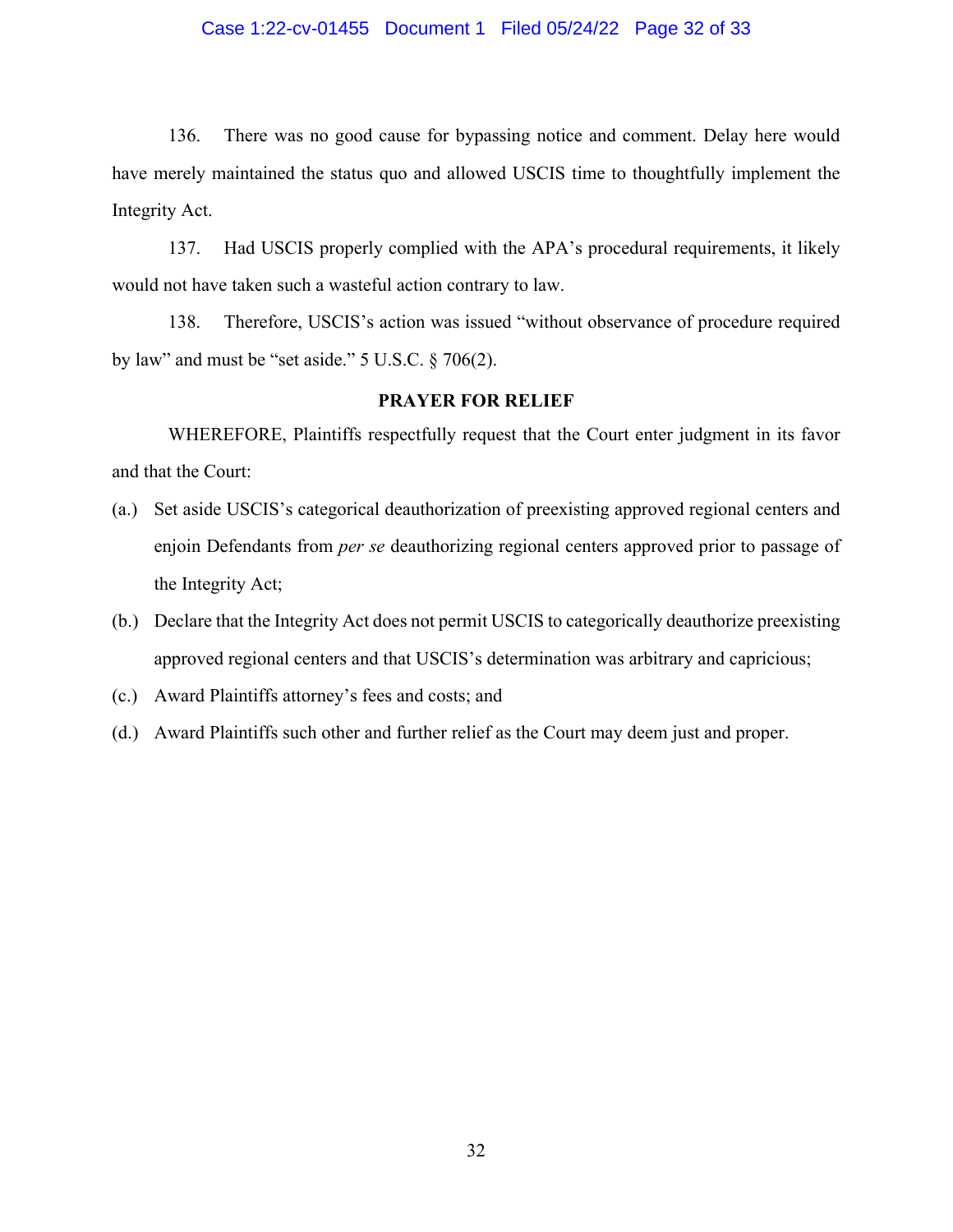136. There was no good cause for bypassing notice and comment. Delay here would have merely maintained the status quo and allowed USCIS time to thoughtfully implement the Integrity Act.

137. Had USCIS properly complied with the APA's procedural requirements, it likely would not have taken such a wasteful action contrary to law.

138. Therefore, USCIS's action was issued "without observance of procedure required by law" and must be "set aside." 5 U.S.C. § 706(2).

**PRAYER FOR RELIEF**

WHEREFORE, Plaintiffs respectfully request that the Court enter judgment in its favor and that the Court:

(a.) Set aside USCIS's categorical deauthorization of preexisting approved regional centers and enjoin Defendants from *per se* deauthorizing regional centers approved prior to passage of the Integrity Act;

(b.) Declare that the Integrity Act does not permit USCIS to categorically deauthorize preexisting approved regional centers and that USCIS's determination was arbitrary and capricious;

(c.) Award Plaintiffs attorney's fees and costs; and

(d.) Award Plaintiffs such other and further relief as the Court may deem just and proper.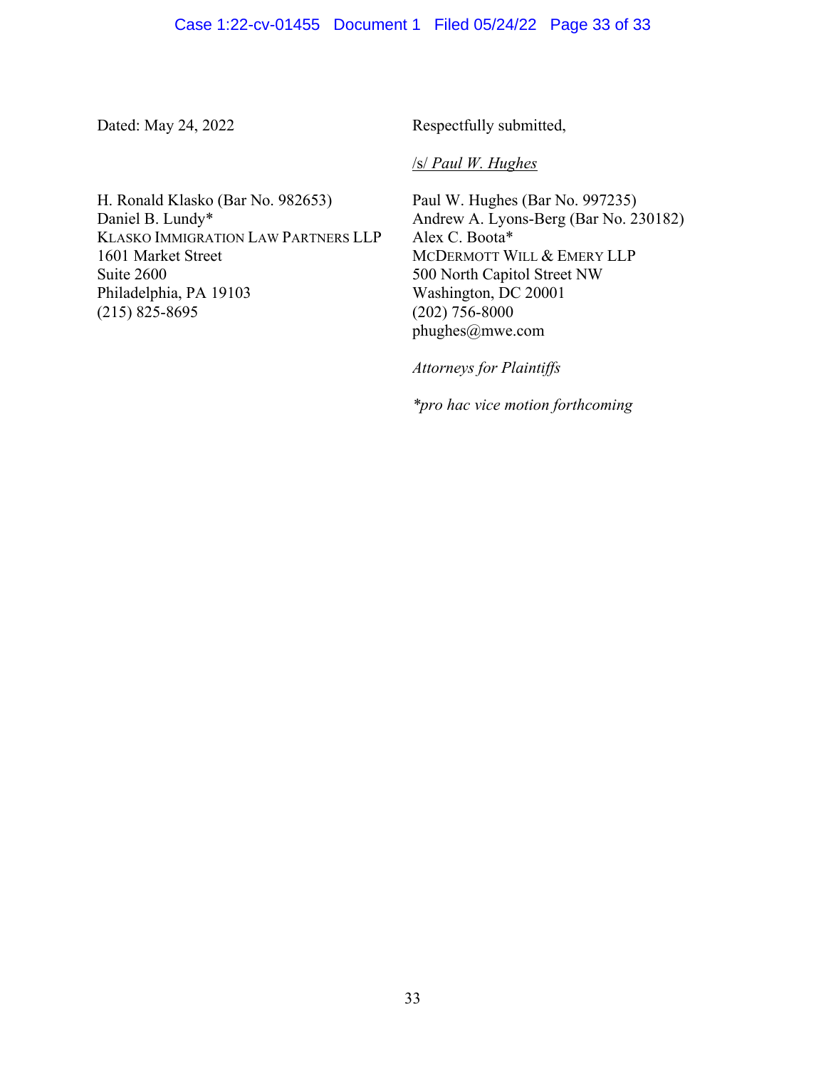Dated: May 24, 2022

Respectfully submitted,

/s/ *Paul W. Hughes*

Paul W. Hughes (Bar No. 997235)
Andrew A. Lyons-Berg (Bar No. 230182)
Alex C. Boota*
MCDERMOTT WILL & EMERY LLP
500 North Capitol Street NW
Washington, DC 20001
(202) 756-8000
phughes@mwe.com

*Attorneys for Plaintiffs*

H. Ronald Klasko (Bar No. 982653)
Daniel B. Lundy*
KLASKO IMMIGRATION LAW PARTNERS LLP
1601 Market Street
Suite 2600
Philadelphia, PA 19103
(215) 825-8695

*\*pro hac vice motion forthcoming*